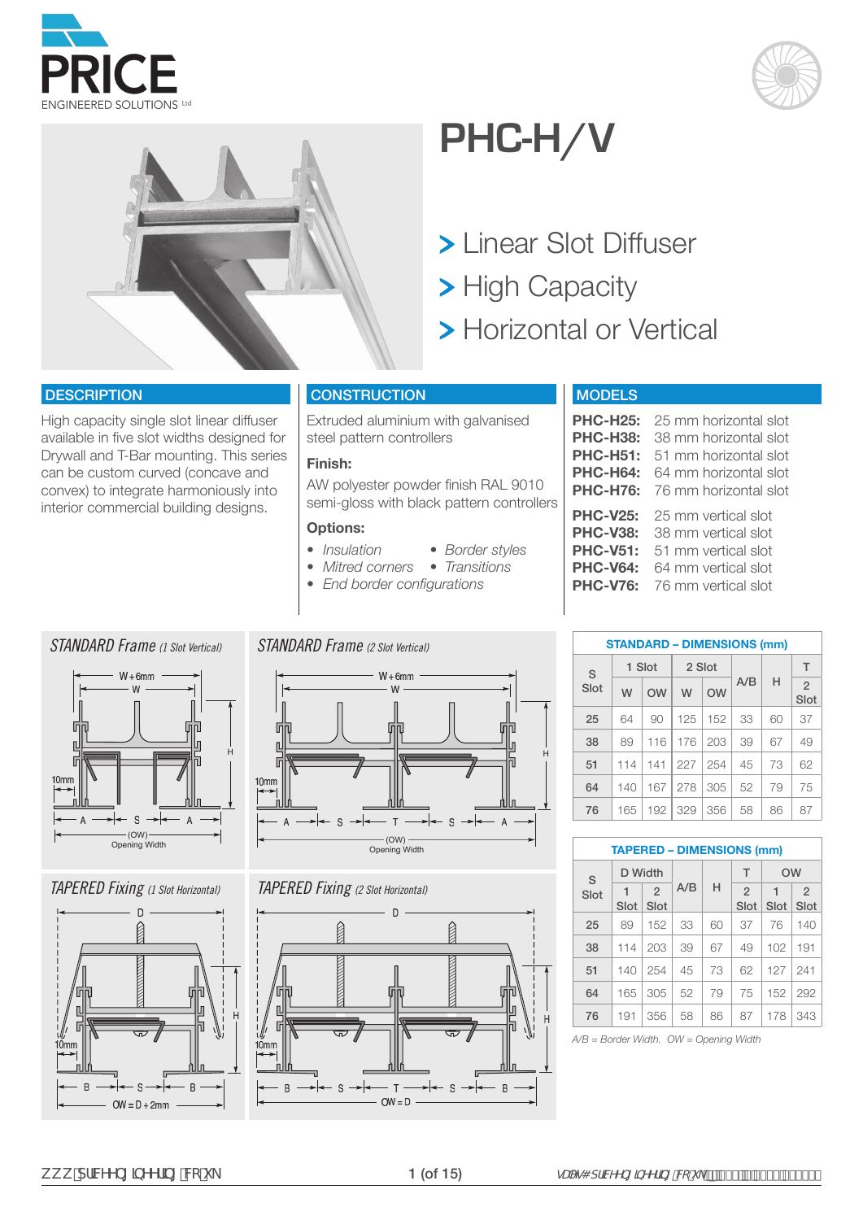# PHC-H/V

- Linear Slot Diffuser
- High Capacity
- Horizontal or Vertical

## DESCRIPTION

High capacity single slot linear diffuser available in five slot widths designed for Drywall and T-Bar mounting. This series can be custom curved (concave and convex) to integrate harmoniously into interior commercial building designs.

## CONSTRUCTION

Extruded aluminium with galvanised steel pattern controllers

**Finish:**

AW polyester powder finish RAL 9010 semi-gloss with black pattern controllers

**Options:**

- *Insulation*
- *Border styles*
- *Mitred corners*
- *Transitions*
- *End border configurations*

## MODELS

**PHC-H25:** 25 mm horizontal slot
**PHC-H38:** 38 mm horizontal slot
**PHC-H51:** 51 mm horizontal slot
**PHC-H64:** 64 mm horizontal slot
**PHC-H76:** 76 mm horizontal slot

**PHC-V25:** 25 mm vertical slot
**PHC-V38:** 38 mm vertical slot
**PHC-V51:** 51 mm vertical slot
**PHC-V64:** 64 mm vertical slot
**PHC-V76:** 76 mm vertical slot

*STANDARD Frame (1 Slot Vertical)*

*STANDARD Frame (2 Slot Vertical)*

*TAPERED Fixing (1 Slot Horizontal)*

*TAPERED Fixing (2 Slot Horizontal)*

**STANDARD – DIMENSIONS (mm)**

| S Slot | 1 Slot | | 2 Slot | | A/B | H | T |
|---|---|---|---|---|---|---|---|
| | W | OW | W | OW | | | 2 Slot |
| 25 | 64 | 90 | 125 | 152 | 33 | 60 | 37 |
| 38 | 89 | 116 | 176 | 203 | 39 | 67 | 49 |
| 51 | 114 | 141 | 227 | 254 | 45 | 73 | 62 |
| 64 | 140 | 167 | 278 | 305 | 52 | 79 | 75 |
| 76 | 165 | 192 | 329 | 356 | 58 | 86 | 87 |

**TAPERED – DIMENSIONS (mm)**

| S Slot | D Width | | A/B | H | T | OW | |
|---|---|---|---|---|---|---|---|
| | 1 Slot | 2 Slot | | | 2 Slot | 1 Slot | 2 Slot |
| 25 | 89 | 152 | 33 | 60 | 37 | 76 | 140 |
| 38 | 114 | 203 | 39 | 67 | 49 | 102 | 191 |
| 51 | 140 | 254 | 45 | 73 | 62 | 127 | 241 |
| 64 | 165 | 305 | 52 | 79 | 75 | 152 | 292 |
| 76 | 191 | 356 | 58 | 86 | 87 | 178 | 343 |

*A/B = Border Width. OW = Opening Width*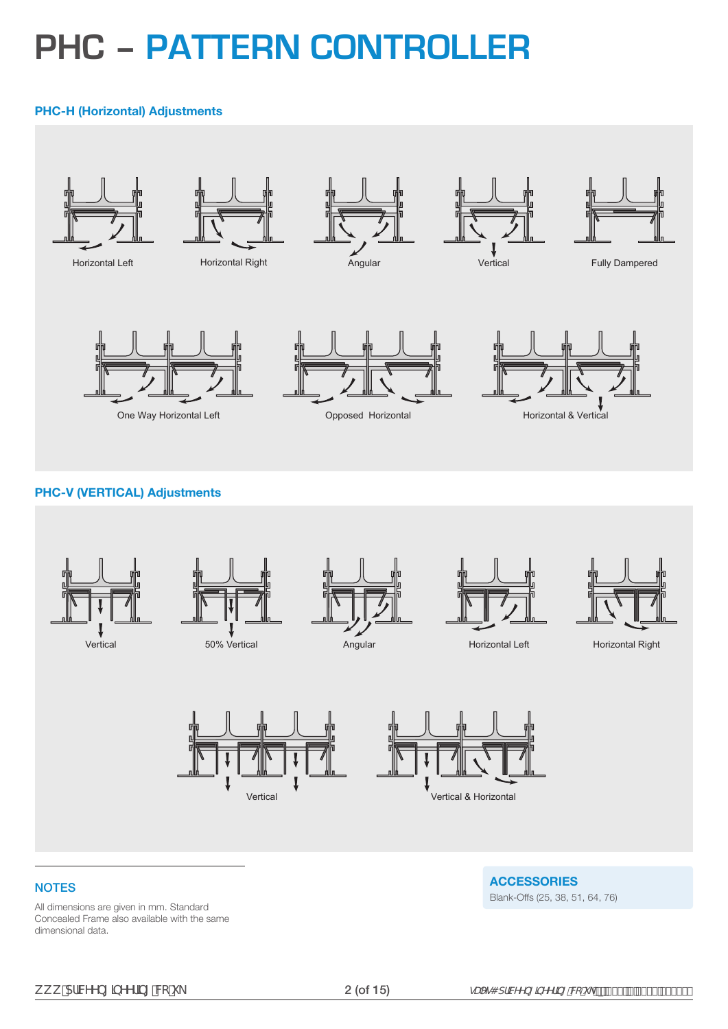# PHC – PATTERN CONTROLLER

### PHC-H (Horizontal) Adjustments

Horizontal Left

Horizontal Right

Angular

Vertical

Fully Dampered

One Way Horizontal Left

Opposed Horizontal

Horizontal & Vertical

### PHC-V (VERTICAL) Adjustments

Vertical

50% Vertical

Angular

Horizontal Left

Horizontal Right

Vertical

Vertical & Horizontal

## NOTES

All dimensions are given in mm. Standard Concealed Frame also available with the same dimensional data.

## ACCESSORIES

Blank-Offs (25, 38, 51, 64, 76)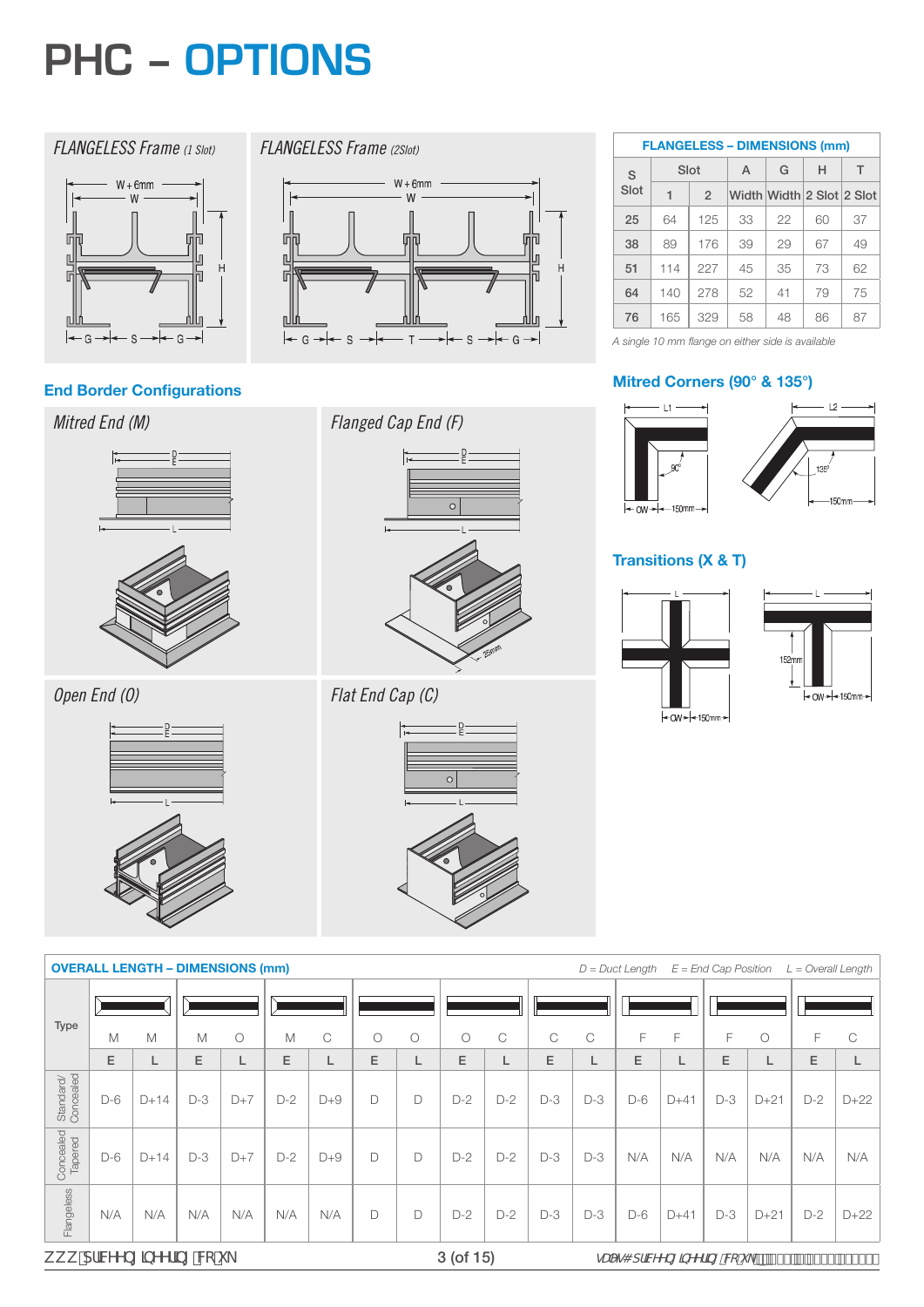# PHC – OPTIONS

*FLANGELESS Frame (1 Slot)*

*FLANGELESS Frame (2Slot)*

| S Slot | Slot 1 | Slot 2 | A Width | G Width | H 2 Slot | T 2 Slot |
|---|---|---|---|---|---|---|
| **FLANGELESS – DIMENSIONS (mm)** | | | | | | |
| 25 | 64 | 125 | 33 | 22 | 60 | 37 |
| 38 | 89 | 176 | 39 | 29 | 67 | 49 |
| 51 | 114 | 227 | 45 | 35 | 73 | 62 |
| 64 | 140 | 278 | 52 | 41 | 79 | 75 |
| 76 | 165 | 329 | 58 | 48 | 86 | 87 |

*A single 10 mm flange on either side is available*

## End Border Configurations

*Mitred End (M)*

*Flanged Cap End (F)*

*Open End (O)*

*Flat End Cap (C)*

## Mitred Corners (90° & 135°)

## Transitions (X & T)

## OVERALL LENGTH – DIMENSIONS (mm)

*D = Duct Length E = End Cap Position L = Overall Length*

| Type | M M E | M M L | M O E | M O L | M C E | M C L | O O E | O O L | O C E | O C L | C C E | C C L | F F E | F F L | F O E | F O L | F C E | F C L |
|---|---|---|---|---|---|---|---|---|---|---|---|---|---|---|---|---|---|---|
| Standard/ Concealed | D-6 | D+14 | D-3 | D+7 | D-2 | D+9 | D | D | D-2 | D-2 | D-3 | D-3 | D-6 | D+41 | D-3 | D+21 | D-2 | D+22 |
| Concealed Tapered | D-6 | D+14 | D-3 | D+7 | D-2 | D+9 | D | D | D-2 | D-2 | D-3 | D-3 | N/A | N/A | N/A | N/A | N/A | N/A |
| Flangeless | N/A | N/A | N/A | N/A | N/A | N/A | D | D | D-2 | D-2 | D-3 | D-3 | D-6 | D+41 | D-3 | D+21 | D-2 | D+22 |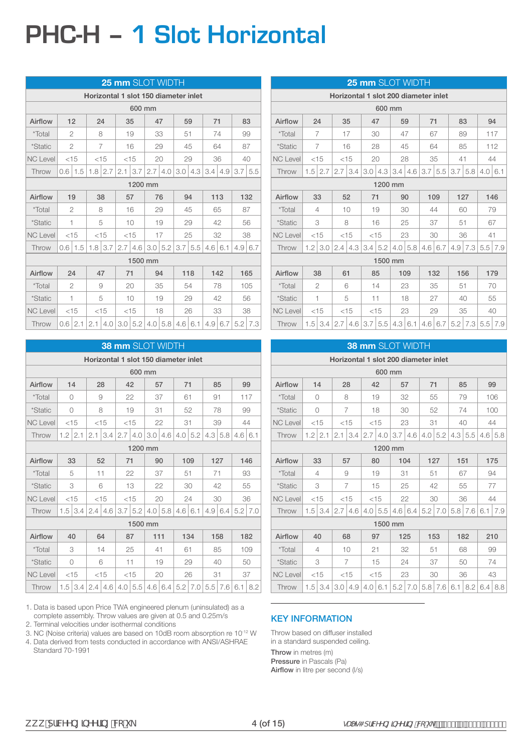# PHC-H – 1 Slot Horizontal

| 25 mm SLOT WIDTH | | | | | | | | | | | | | | |
|---|---|---|---|---|---|---|---|---|---|---|---|---|---|---|
| Horizontal 1 slot 150 diameter inlet | | | | | | | | | | | | | | |
| 600 mm | | | | | | | | | | | | | | |
| Airflow | 12 | | 24 | | 35 | | 47 | | 59 | | 71 | | 83 | |
| *Total | 2 | | 8 | | 19 | | 33 | | 51 | | 74 | | 99 | |
| *Static | 2 | | 7 | | 16 | | 29 | | 45 | | 64 | | 87 | |
| NC Level | <15 | | <15 | | <15 | | 20 | | 29 | | 36 | | 40 | |
| Throw | 0.6 | 1.5 | 1.8 | 2.7 | 2.1 | 3.7 | 2.7 | 4.0 | 3.0 | 4.3 | 3.4 | 4.9 | 3.7 | 5.5 |
| 1200 mm | | | | | | | | | | | | | | |
| Airflow | 19 | | 38 | | 57 | | 76 | | 94 | | 113 | | 132 | |
| *Total | 2 | | 8 | | 16 | | 29 | | 45 | | 65 | | 87 | |
| *Static | 1 | | 5 | | 10 | | 19 | | 29 | | 42 | | 56 | |
| NC Level | <15 | | <15 | | <15 | | 17 | | 25 | | 32 | | 38 | |
| Throw | 0.6 | 1.5 | 1.8 | 3.7 | 2.7 | 4.6 | 3.0 | 5.2 | 3.7 | 5.5 | 4.6 | 6.1 | 4.9 | 6.7 |
| 1500 mm | | | | | | | | | | | | | | |
| Airflow | 24 | | 47 | | 71 | | 94 | | 118 | | 142 | | 165 | |
| *Total | 2 | | 9 | | 20 | | 35 | | 54 | | 78 | | 105 | |
| *Static | 1 | | 5 | | 10 | | 19 | | 29 | | 42 | | 56 | |
| NC Level | <15 | | <15 | | <15 | | 18 | | 26 | | 33 | | 38 | |
| Throw | 0.6 | 2.1 | 2.1 | 4.0 | 3.0 | 5.2 | 4.0 | 5.8 | 4.6 | 6.1 | 4.9 | 6.7 | 5.2 | 7.3 |

| 25 mm SLOT WIDTH | | | | | | | | | | | | | | |
|---|---|---|---|---|---|---|---|---|---|---|---|---|---|---|
| Horizontal 1 slot 200 diameter inlet | | | | | | | | | | | | | | |
| 600 mm | | | | | | | | | | | | | | |
| Airflow | 24 | | 35 | | 47 | | 59 | | 71 | | 83 | | 94 | |
| *Total | 7 | | 17 | | 30 | | 47 | | 67 | | 89 | | 117 | |
| *Static | 7 | | 16 | | 28 | | 45 | | 64 | | 85 | | 112 | |
| NC Level | <15 | | <15 | | 20 | | 28 | | 35 | | 41 | | 44 | |
| Throw | 1.5 | 2.7 | 2.7 | 3.4 | 3.0 | 4.3 | 3.4 | 4.6 | 3.7 | 5.5 | 3.7 | 5.8 | 4.0 | 6.1 |
| 1200 mm | | | | | | | | | | | | | | |
| Airflow | 33 | | 52 | | 71 | | 90 | | 109 | | 127 | | 146 | |
| *Total | 4 | | 10 | | 19 | | 30 | | 44 | | 60 | | 79 | |
| *Static | 3 | | 8 | | 16 | | 25 | | 37 | | 51 | | 67 | |
| NC Level | <15 | | <15 | | <15 | | 23 | | 30 | | 36 | | 41 | |
| Throw | 1.2 | 3.0 | 2.4 | 4.3 | 3.4 | 5.2 | 4.0 | 5.8 | 4.6 | 6.7 | 4.9 | 7.3 | 5.5 | 7.9 |
| 1500 mm | | | | | | | | | | | | | | |
| Airflow | 38 | | 61 | | 85 | | 109 | | 132 | | 156 | | 179 | |
| *Total | 2 | | 6 | | 14 | | 23 | | 35 | | 51 | | 70 | |
| *Static | 1 | | 5 | | 11 | | 18 | | 27 | | 40 | | 55 | |
| NC Level | <15 | | <15 | | <15 | | 23 | | 29 | | 35 | | 40 | |
| Throw | 1.5 | 3.4 | 2.7 | 4.6 | 3.7 | 5.5 | 4.3 | 6.1 | 4.6 | 6.7 | 5.2 | 7.3 | 5.5 | 7.9 |

| 38 mm SLOT WIDTH | | | | | | | | | | | | | | |
|---|---|---|---|---|---|---|---|---|---|---|---|---|---|---|
| Horizontal 1 slot 150 diameter inlet | | | | | | | | | | | | | | |
| 600 mm | | | | | | | | | | | | | | |
| Airflow | 14 | | 28 | | 42 | | 57 | | 71 | | 85 | | 99 | |
| *Total | 0 | | 9 | | 22 | | 37 | | 61 | | 91 | | 117 | |
| *Static | 0 | | 8 | | 19 | | 31 | | 52 | | 78 | | 99 | |
| NC Level | <15 | | <15 | | <15 | | 22 | | 31 | | 39 | | 44 | |
| Throw | 1.2 | 2.1 | 2.1 | 3.4 | 2.7 | 4.0 | 3.0 | 4.6 | 4.0 | 5.2 | 4.3 | 5.8 | 4.6 | 6.1 |
| 1200 mm | | | | | | | | | | | | | | |
| Airflow | 33 | | 52 | | 71 | | 90 | | 109 | | 127 | | 146 | |
| *Total | 5 | | 11 | | 22 | | 37 | | 51 | | 71 | | 93 | |
| *Static | 3 | | 6 | | 13 | | 22 | | 30 | | 42 | | 55 | |
| NC Level | <15 | | <15 | | <15 | | 20 | | 24 | | 30 | | 36 | |
| Throw | 1.5 | 3.4 | 2.4 | 4.6 | 3.7 | 5.2 | 4.0 | 5.8 | 4.6 | 6.1 | 4.9 | 6.4 | 5.2 | 7.0 |
| 1500 mm | | | | | | | | | | | | | | |
| Airflow | 40 | | 64 | | 87 | | 111 | | 134 | | 158 | | 182 | |
| *Total | 3 | | 14 | | 25 | | 41 | | 61 | | 85 | | 109 | |
| *Static | 0 | | 6 | | 11 | | 19 | | 29 | | 40 | | 50 | |
| NC Level | <15 | | <15 | | <15 | | 20 | | 26 | | 31 | | 37 | |
| Throw | 1.5 | 3.4 | 2.4 | 4.6 | 4.0 | 5.5 | 4.6 | 6.4 | 5.2 | 7.0 | 5.5 | 7.6 | 6.1 | 8.2 |

| 38 mm SLOT WIDTH | | | | | | | | | | | | | | |
|---|---|---|---|---|---|---|---|---|---|---|---|---|---|---|
| Horizontal 1 slot 200 diameter inlet | | | | | | | | | | | | | | |
| 600 mm | | | | | | | | | | | | | | |
| Airflow | 14 | | 28 | | 42 | | 57 | | 71 | | 85 | | 99 | |
| *Total | 0 | | 8 | | 19 | | 32 | | 55 | | 79 | | 106 | |
| *Static | 0 | | 7 | | 18 | | 30 | | 52 | | 74 | | 100 | |
| NC Level | <15 | | <15 | | <15 | | 23 | | 31 | | 40 | | 44 | |
| Throw | 1.2 | 2.1 | 2.1 | 3.4 | 2.7 | 4.0 | 3.7 | 4.6 | 4.0 | 5.2 | 4.3 | 5.5 | 4.6 | 5.8 |
| 1200 mm | | | | | | | | | | | | | | |
| Airflow | 33 | | 57 | | 80 | | 104 | | 127 | | 151 | | 175 | |
| *Total | 4 | | 9 | | 19 | | 31 | | 51 | | 67 | | 94 | |
| *Static | 3 | | 7 | | 15 | | 25 | | 42 | | 55 | | 77 | |
| NC Level | <15 | | <15 | | <15 | | 22 | | 30 | | 36 | | 44 | |
| Throw | 1.5 | 3.4 | 2.7 | 4.6 | 4.0 | 5.5 | 4.6 | 6.4 | 5.2 | 7.0 | 5.8 | 7.6 | 6.1 | 7.9 |
| 1500 mm | | | | | | | | | | | | | | |
| Airflow | 40 | | 68 | | 97 | | 125 | | 153 | | 182 | | 210 | |
| *Total | 4 | | 10 | | 21 | | 32 | | 51 | | 68 | | 99 | |
| *Static | 3 | | 7 | | 15 | | 24 | | 37 | | 50 | | 74 | |
| NC Level | <15 | | <15 | | <15 | | 23 | | 30 | | 36 | | 43 | |
| Throw | 1.5 | 3.4 | 3.0 | 4.9 | 4.0 | 6.1 | 5.2 | 7.0 | 5.8 | 7.6 | 6.1 | 8.2 | 6.4 | 8.8 |

1. Data is based upon Price TWA engineered plenum (uninsulated) as a complete assembly. Throw values are given at 0.5 and 0.25m/s
2. Terminal velocities under isothermal conditions
3. NC (Noise criteria) values are based on 10dB room absorption re $10^{-12}$ W
4. Data derived from tests conducted in accordance with ANSI/ASHRAE Standard 70-1991

## KEY INFORMATION

Throw based on diffuser installed in a standard suspended ceiling.

**Throw** in metres (m)
**Pressure** in Pascals (Pa)
**Airflow** in litre per second (l/s)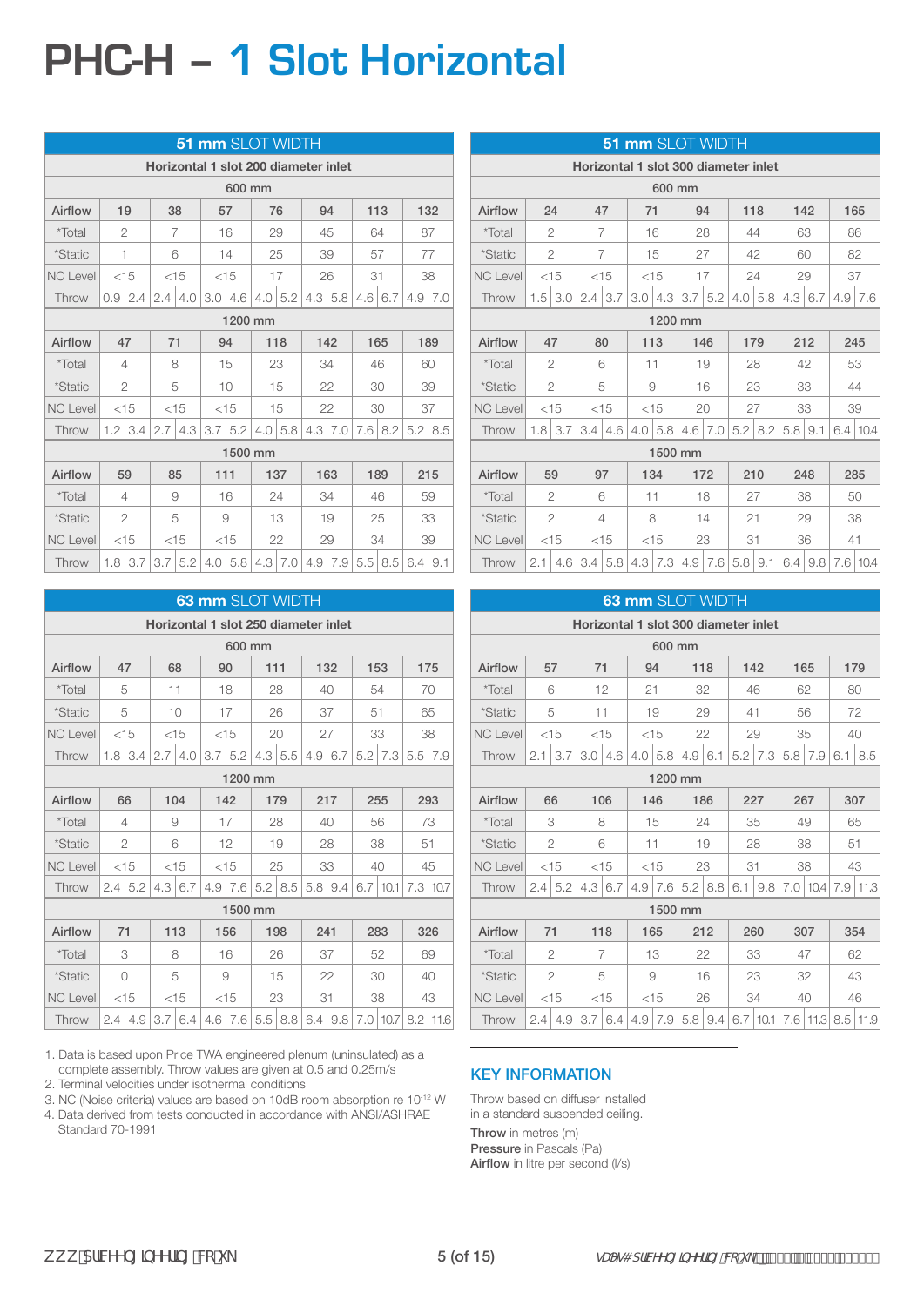# PHC-H – 1 Slot Horizontal

## 51 mm SLOT WIDTH

**Horizontal 1 slot 200 diameter inlet**

| 600 mm | | | | | | | | | | | | | | |
|---|---|---|---|---|---|---|---|---|---|---|---|---|---|---|
| Airflow | 19 | | 38 | | 57 | | 76 | | 94 | | 113 | | 132 | |
| *Total | 2 | | 7 | | 16 | | 29 | | 45 | | 64 | | 87 | |
| *Static | 1 | | 6 | | 14 | | 25 | | 39 | | 57 | | 77 | |
| NC Level | <15 | | <15 | | <15 | | 17 | | 26 | | 31 | | 38 | |
| Throw | 0.9 | 2.4 | 2.4 | 4.0 | 3.0 | 4.6 | 4.0 | 5.2 | 4.3 | 5.8 | 4.6 | 6.7 | 4.9 | 7.0 |
| **1200 mm** | | | | | | | | | | | | | | |
| Airflow | 47 | | 71 | | 94 | | 118 | | 142 | | 165 | | 189 | |
| *Total | 4 | | 8 | | 15 | | 23 | | 34 | | 46 | | 60 | |
| *Static | 2 | | 5 | | 10 | | 15 | | 22 | | 30 | | 39 | |
| NC Level | <15 | | <15 | | <15 | | 15 | | 22 | | 30 | | 37 | |
| Throw | 1.2 | 3.4 | 2.7 | 4.3 | 3.7 | 5.2 | 4.0 | 5.8 | 4.3 | 7.0 | 7.6 | 8.2 | 5.2 | 8.5 |
| **1500 mm** | | | | | | | | | | | | | | |
| Airflow | 59 | | 85 | | 111 | | 137 | | 163 | | 189 | | 215 | |
| *Total | 4 | | 9 | | 16 | | 24 | | 34 | | 46 | | 59 | |
| *Static | 2 | | 5 | | 9 | | 13 | | 19 | | 25 | | 33 | |
| NC Level | <15 | | <15 | | <15 | | 22 | | 29 | | 34 | | 39 | |
| Throw | 1.8 | 3.7 | 3.7 | 5.2 | 4.0 | 5.8 | 4.3 | 7.0 | 4.9 | 7.9 | 5.5 | 8.5 | 6.4 | 9.1 |

## 51 mm SLOT WIDTH

**Horizontal 1 slot 300 diameter inlet**

| 600 mm | | | | | | | | | | | | | | |
|---|---|---|---|---|---|---|---|---|---|---|---|---|---|---|
| Airflow | 24 | | 47 | | 71 | | 94 | | 118 | | 142 | | 165 | |
| *Total | 2 | | 7 | | 16 | | 28 | | 44 | | 63 | | 86 | |
| *Static | 2 | | 7 | | 15 | | 27 | | 42 | | 60 | | 82 | |
| NC Level | <15 | | <15 | | <15 | | 17 | | 24 | | 29 | | 37 | |
| Throw | 1.5 | 3.0 | 2.4 | 3.7 | 3.0 | 4.3 | 3.7 | 5.2 | 4.0 | 5.8 | 4.3 | 6.7 | 4.9 | 7.6 |
| **1200 mm** | | | | | | | | | | | | | | |
| Airflow | 47 | | 80 | | 113 | | 146 | | 179 | | 212 | | 245 | |
| *Total | 2 | | 6 | | 11 | | 19 | | 28 | | 42 | | 53 | |
| *Static | 2 | | 5 | | 9 | | 16 | | 23 | | 33 | | 44 | |
| NC Level | <15 | | <15 | | <15 | | 20 | | 27 | | 33 | | 39 | |
| Throw | 1.8 | 3.7 | 3.4 | 4.6 | 4.0 | 5.8 | 4.6 | 7.0 | 5.2 | 8.2 | 5.8 | 9.1 | 6.4 | 10.4 |
| **1500 mm** | | | | | | | | | | | | | | |
| Airflow | 59 | | 97 | | 134 | | 172 | | 210 | | 248 | | 285 | |
| *Total | 2 | | 6 | | 11 | | 18 | | 27 | | 38 | | 50 | |
| *Static | 2 | | 4 | | 8 | | 14 | | 21 | | 29 | | 38 | |
| NC Level | <15 | | <15 | | <15 | | 23 | | 31 | | 36 | | 41 | |
| Throw | 2.1 | 4.6 | 3.4 | 5.8 | 4.3 | 7.3 | 4.9 | 7.6 | 5.8 | 9.1 | 6.4 | 9.8 | 7.6 | 10.4 |

## 63 mm SLOT WIDTH

**Horizontal 1 slot 250 diameter inlet**

| 600 mm | | | | | | | | | | | | | | |
|---|---|---|---|---|---|---|---|---|---|---|---|---|---|---|
| Airflow | 47 | | 68 | | 90 | | 111 | | 132 | | 153 | | 175 | |
| *Total | 5 | | 11 | | 18 | | 28 | | 40 | | 54 | | 70 | |
| *Static | 5 | | 10 | | 17 | | 26 | | 37 | | 51 | | 65 | |
| NC Level | <15 | | <15 | | <15 | | 20 | | 27 | | 33 | | 38 | |
| Throw | 1.8 | 3.4 | 2.7 | 4.0 | 3.7 | 5.2 | 4.3 | 5.5 | 4.9 | 6.7 | 5.2 | 7.3 | 5.5 | 7.9 |
| **1200 mm** | | | | | | | | | | | | | | |
| Airflow | 66 | | 104 | | 142 | | 179 | | 217 | | 255 | | 293 | |
| *Total | 4 | | 9 | | 17 | | 28 | | 40 | | 56 | | 73 | |
| *Static | 2 | | 6 | | 12 | | 19 | | 28 | | 38 | | 51 | |
| NC Level | <15 | | <15 | | <15 | | 25 | | 33 | | 40 | | 45 | |
| Throw | 2.4 | 5.2 | 4.3 | 6.7 | 4.9 | 7.6 | 5.2 | 8.5 | 5.8 | 9.4 | 6.7 | 10.1 | 7.3 | 10.7 |
| **1500 mm** | | | | | | | | | | | | | | |
| Airflow | 71 | | 113 | | 156 | | 198 | | 241 | | 283 | | 326 | |
| *Total | 3 | | 8 | | 16 | | 26 | | 37 | | 52 | | 69 | |
| *Static | 0 | | 5 | | 9 | | 15 | | 22 | | 30 | | 40 | |
| NC Level | <15 | | <15 | | <15 | | 23 | | 31 | | 38 | | 43 | |
| Throw | 2.4 | 4.9 | 3.7 | 6.4 | 4.6 | 7.6 | 5.5 | 8.8 | 6.4 | 9.8 | 7.0 | 10.7 | 8.2 | 11.6 |

## 63 mm SLOT WIDTH

**Horizontal 1 slot 300 diameter inlet**

| 600 mm | | | | | | | | | | | | | | |
|---|---|---|---|---|---|---|---|---|---|---|---|---|---|---|
| Airflow | 57 | | 71 | | 94 | | 118 | | 142 | | 165 | | 179 | |
| *Total | 6 | | 12 | | 21 | | 32 | | 46 | | 62 | | 80 | |
| *Static | 5 | | 11 | | 19 | | 29 | | 41 | | 56 | | 72 | |
| NC Level | <15 | | <15 | | <15 | | 22 | | 29 | | 35 | | 40 | |
| Throw | 2.1 | 3.7 | 3.0 | 4.6 | 4.0 | 5.8 | 4.9 | 6.1 | 5.2 | 7.3 | 5.8 | 7.9 | 6.1 | 8.5 |
| **1200 mm** | | | | | | | | | | | | | | |
| Airflow | 66 | | 106 | | 146 | | 186 | | 227 | | 267 | | 307 | |
| *Total | 3 | | 8 | | 15 | | 24 | | 35 | | 49 | | 65 | |
| *Static | 2 | | 6 | | 11 | | 19 | | 28 | | 38 | | 51 | |
| NC Level | <15 | | <15 | | <15 | | 23 | | 31 | | 38 | | 43 | |
| Throw | 2.4 | 5.2 | 4.3 | 6.7 | 4.9 | 7.6 | 5.2 | 8.8 | 6.1 | 9.8 | 7.0 | 10.4 | 7.9 | 11.3 |
| **1500 mm** | | | | | | | | | | | | | | |
| Airflow | 71 | | 118 | | 165 | | 212 | | 260 | | 307 | | 354 | |
| *Total | 2 | | 7 | | 13 | | 22 | | 33 | | 47 | | 62 | |
| *Static | 2 | | 5 | | 9 | | 16 | | 23 | | 32 | | 43 | |
| NC Level | <15 | | <15 | | <15 | | 26 | | 34 | | 40 | | 46 | |
| Throw | 2.4 | 4.9 | 3.7 | 6.4 | 4.9 | 7.9 | 5.8 | 9.4 | 6.7 | 10.1 | 7.6 | 11.3 | 8.5 | 11.9 |

1. Data is based upon Price TWA engineered plenum (uninsulated) as a complete assembly. Throw values are given at 0.5 and 0.25m/s
2. Terminal velocities under isothermal conditions
3. NC (Noise criteria) values are based on 10dB room absorption re $10^{-12}$ W
4. Data derived from tests conducted in accordance with ANSI/ASHRAE Standard 70-1991

## KEY INFORMATION

Throw based on diffuser installed in a standard suspended ceiling.

**Throw** in metres (m)
**Pressure** in Pascals (Pa)
**Airflow** in litre per second (l/s)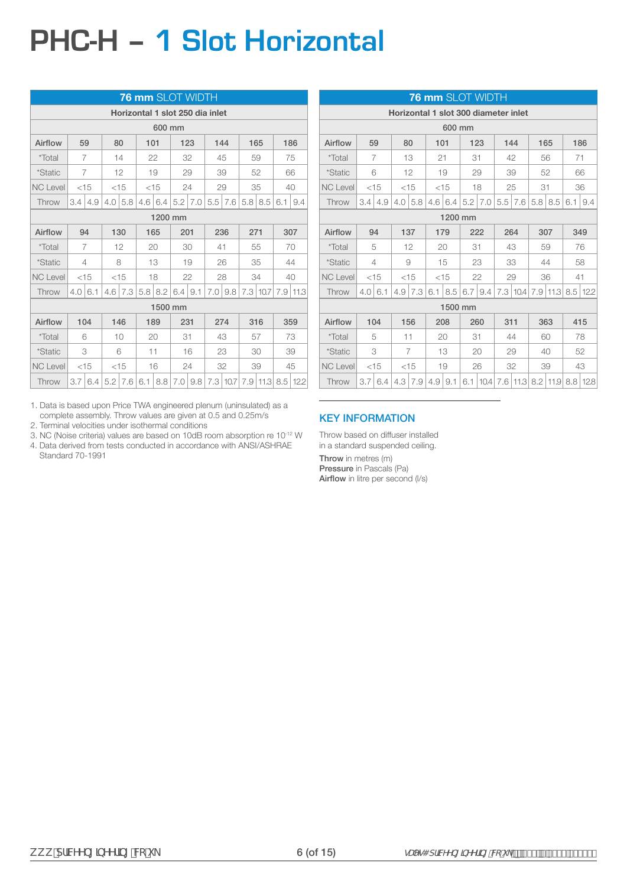# PHC-H – 1 Slot Horizontal

| **76 mm** SLOT WIDTH | | | | | | | | | | | | | | |
|---|---|---|---|---|---|---|---|---|---|---|---|---|---|---|
| **Horizontal 1 slot 250 dia inlet** | | | | | | | | | | | | | | |
| **600 mm** | | | | | | | | | | | | | | |
| Airflow | 59 | | 80 | | 101 | | 123 | | 144 | | 165 | | 186 | |
| *Total | 7 | | 14 | | 22 | | 32 | | 45 | | 59 | | 75 | |
| *Static | 7 | | 12 | | 19 | | 29 | | 39 | | 52 | | 66 | |
| NC Level | <15 | | <15 | | <15 | | 24 | | 29 | | 35 | | 40 | |
| Throw | 3.4 | 4.9 | 4.0 | 5.8 | 4.6 | 6.4 | 5.2 | 7.0 | 5.5 | 7.6 | 5.8 | 8.5 | 6.1 | 9.4 |
| **1200 mm** | | | | | | | | | | | | | | |
| Airflow | 94 | | 130 | | 165 | | 201 | | 236 | | 271 | | 307 | |
| *Total | 7 | | 12 | | 20 | | 30 | | 41 | | 55 | | 70 | |
| *Static | 4 | | 8 | | 13 | | 19 | | 26 | | 35 | | 44 | |
| NC Level | <15 | | <15 | | 18 | | 22 | | 28 | | 34 | | 40 | |
| Throw | 4.0 | 6.1 | 4.6 | 7.3 | 5.8 | 8.2 | 6.4 | 9.1 | 7.0 | 9.8 | 7.3 | 10.7 | 7.9 | 11.3 |
| **1500 mm** | | | | | | | | | | | | | | |
| Airflow | 104 | | 146 | | 189 | | 231 | | 274 | | 316 | | 359 | |
| *Total | 6 | | 10 | | 20 | | 31 | | 43 | | 57 | | 73 | |
| *Static | 3 | | 6 | | 11 | | 16 | | 23 | | 30 | | 39 | |
| NC Level | <15 | | <15 | | 16 | | 24 | | 32 | | 39 | | 45 | |
| Throw | 3.7 | 6.4 | 5.2 | 7.6 | 6.1 | 8.8 | 7.0 | 9.8 | 7.3 | 10.7 | 7.9 | 11.3 | 8.5 | 12.2 |

| **76 mm** SLOT WIDTH | | | | | | | | | | | | | | |
|---|---|---|---|---|---|---|---|---|---|---|---|---|---|---|
| **Horizontal 1 slot 300 diameter inlet** | | | | | | | | | | | | | | |
| **600 mm** | | | | | | | | | | | | | | |
| Airflow | 59 | | 80 | | 101 | | 123 | | 144 | | 165 | | 186 | |
| *Total | 7 | | 13 | | 21 | | 31 | | 42 | | 56 | | 71 | |
| *Static | 6 | | 12 | | 19 | | 29 | | 39 | | 52 | | 66 | |
| NC Level | <15 | | <15 | | <15 | | 18 | | 25 | | 31 | | 36 | |
| Throw | 3.4 | 4.9 | 4.0 | 5.8 | 4.6 | 6.4 | 5.2 | 7.0 | 5.5 | 7.6 | 5.8 | 8.5 | 6.1 | 9.4 |
| **1200 mm** | | | | | | | | | | | | | | |
| Airflow | 94 | | 137 | | 179 | | 222 | | 264 | | 307 | | 349 | |
| *Total | 5 | | 12 | | 20 | | 31 | | 43 | | 59 | | 76 | |
| *Static | 4 | | 9 | | 15 | | 23 | | 33 | | 44 | | 58 | |
| NC Level | <15 | | <15 | | <15 | | 22 | | 29 | | 36 | | 41 | |
| Throw | 4.0 | 6.1 | 4.9 | 7.3 | 6.1 | 8.5 | 6.7 | 9.4 | 7.3 | 10.4 | 7.9 | 11.3 | 8.5 | 12.2 |
| **1500 mm** | | | | | | | | | | | | | | |
| Airflow | 104 | | 156 | | 208 | | 260 | | 311 | | 363 | | 415 | |
| *Total | 5 | | 11 | | 20 | | 31 | | 44 | | 60 | | 78 | |
| *Static | 3 | | 7 | | 13 | | 20 | | 29 | | 40 | | 52 | |
| NC Level | <15 | | <15 | | 19 | | 26 | | 32 | | 39 | | 43 | |
| Throw | 3.7 | 6.4 | 4.3 | 7.9 | 4.9 | 9.1 | 6.1 | 10.4 | 7.6 | 11.3 | 8.2 | 11.9 | 8.8 | 12.8 |

1. Data is based upon Price TWA engineered plenum (uninsulated) as a complete assembly. Throw values are given at 0.5 and 0.25m/s
2. Terminal velocities under isothermal conditions
3. NC (Noise criteria) values are based on 10dB room absorption re $10^{-12}$ W
4. Data derived from tests conducted in accordance with ANSI/ASHRAE Standard 70-1991

## KEY INFORMATION

Throw based on diffuser installed in a standard suspended ceiling.

**Throw** in metres (m)
**Pressure** in Pascals (Pa)
**Airflow** in litre per second (l/s)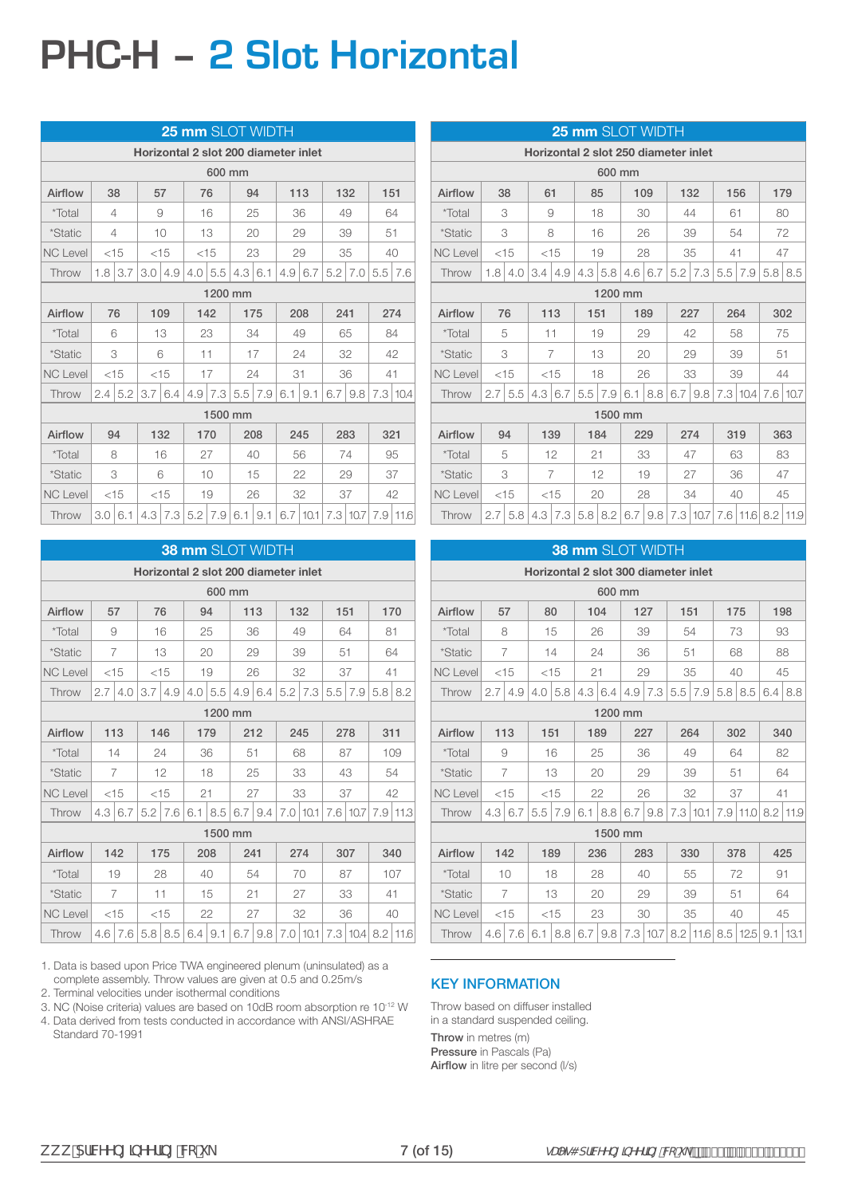# PHC-H – 2 Slot Horizontal

| 25 mm SLOT WIDTH | | | | | | | | | | | | | | |
|---|---|---|---|---|---|---|---|---|---|---|---|---|---|---|
| Horizontal 2 slot 200 diameter inlet | | | | | | | | | | | | | | |
| 600 mm | | | | | | | | | | | | | | |
| Airflow | 38 | | 57 | | 76 | | 94 | | 113 | | 132 | | 151 | |
| *Total | 4 | | 9 | | 16 | | 25 | | 36 | | 49 | | 64 | |
| *Static | 4 | | 10 | | 13 | | 20 | | 29 | | 39 | | 51 | |
| NC Level | <15 | | <15 | | <15 | | 23 | | 29 | | 35 | | 40 | |
| Throw | 1.8 | 3.7 | 3.0 | 4.9 | 4.0 | 5.5 | 4.3 | 6.1 | 4.9 | 6.7 | 5.2 | 7.0 | 5.5 | 7.6 |
| 1200 mm | | | | | | | | | | | | | | |
| Airflow | 76 | | 109 | | 142 | | 175 | | 208 | | 241 | | 274 | |
| *Total | 6 | | 13 | | 23 | | 34 | | 49 | | 65 | | 84 | |
| *Static | 3 | | 6 | | 11 | | 17 | | 24 | | 32 | | 42 | |
| NC Level | <15 | | <15 | | 17 | | 24 | | 31 | | 36 | | 41 | |
| Throw | 2.4 | 5.2 | 3.7 | 6.4 | 4.9 | 7.3 | 5.5 | 7.9 | 6.1 | 9.1 | 6.7 | 9.8 | 7.3 | 10.4 |
| 1500 mm | | | | | | | | | | | | | | |
| Airflow | 94 | | 132 | | 170 | | 208 | | 245 | | 283 | | 321 | |
| *Total | 8 | | 16 | | 27 | | 40 | | 56 | | 74 | | 95 | |
| *Static | 3 | | 6 | | 10 | | 15 | | 22 | | 29 | | 37 | |
| NC Level | <15 | | <15 | | 19 | | 26 | | 32 | | 37 | | 42 | |
| Throw | 3.0 | 6.1 | 4.3 | 7.3 | 5.2 | 7.9 | 6.1 | 9.1 | 6.7 | 10.1 | 7.3 | 10.7 | 7.9 | 11.6 |

| 25 mm SLOT WIDTH | | | | | | | | | | | | | | |
|---|---|---|---|---|---|---|---|---|---|---|---|---|---|---|
| Horizontal 2 slot 250 diameter inlet | | | | | | | | | | | | | | |
| 600 mm | | | | | | | | | | | | | | |
| Airflow | 38 | | 61 | | 85 | | 109 | | 132 | | 156 | | 179 | |
| *Total | 3 | | 9 | | 18 | | 30 | | 44 | | 61 | | 80 | |
| *Static | 3 | | 8 | | 16 | | 26 | | 39 | | 54 | | 72 | |
| NC Level | <15 | | <15 | | 19 | | 28 | | 35 | | 41 | | 47 | |
| Throw | 1.8 | 4.0 | 3.4 | 4.9 | 4.3 | 5.8 | 4.6 | 6.7 | 5.2 | 7.3 | 5.5 | 7.9 | 5.8 | 8.5 |
| 1200 mm | | | | | | | | | | | | | | |
| Airflow | 76 | | 113 | | 151 | | 189 | | 227 | | 264 | | 302 | |
| *Total | 5 | | 11 | | 19 | | 29 | | 42 | | 58 | | 75 | |
| *Static | 3 | | 7 | | 13 | | 20 | | 29 | | 39 | | 51 | |
| NC Level | <15 | | <15 | | 18 | | 26 | | 33 | | 39 | | 44 | |
| Throw | 2.7 | 5.5 | 4.3 | 6.7 | 5.5 | 7.9 | 6.1 | 8.8 | 6.7 | 9.8 | 7.3 | 10.4 | 7.6 | 10.7 |
| 1500 mm | | | | | | | | | | | | | | |
| Airflow | 94 | | 139 | | 184 | | 229 | | 274 | | 319 | | 363 | |
| *Total | 5 | | 12 | | 21 | | 33 | | 47 | | 63 | | 83 | |
| *Static | 3 | | 7 | | 12 | | 19 | | 27 | | 36 | | 47 | |
| NC Level | <15 | | <15 | | 20 | | 28 | | 34 | | 40 | | 45 | |
| Throw | 2.7 | 5.8 | 4.3 | 7.3 | 5.8 | 8.2 | 6.7 | 9.8 | 7.3 | 10.7 | 7.6 | 11.6 | 8.2 | 11.9 |

| 38 mm SLOT WIDTH | | | | | | | | | | | | | | |
|---|---|---|---|---|---|---|---|---|---|---|---|---|---|---|
| Horizontal 2 slot 200 diameter inlet | | | | | | | | | | | | | | |
| 600 mm | | | | | | | | | | | | | | |
| Airflow | 57 | | 76 | | 94 | | 113 | | 132 | | 151 | | 170 | |
| *Total | 9 | | 16 | | 25 | | 36 | | 49 | | 64 | | 81 | |
| *Static | 7 | | 13 | | 20 | | 29 | | 39 | | 51 | | 64 | |
| NC Level | <15 | | <15 | | 19 | | 26 | | 32 | | 37 | | 41 | |
| Throw | 2.7 | 4.0 | 3.7 | 4.9 | 4.0 | 5.5 | 4.9 | 6.4 | 5.2 | 7.3 | 5.5 | 7.9 | 5.8 | 8.2 |
| 1200 mm | | | | | | | | | | | | | | |
| Airflow | 113 | | 146 | | 179 | | 212 | | 245 | | 278 | | 311 | |
| *Total | 14 | | 24 | | 36 | | 51 | | 68 | | 87 | | 109 | |
| *Static | 7 | | 12 | | 18 | | 25 | | 33 | | 43 | | 54 | |
| NC Level | <15 | | <15 | | 21 | | 27 | | 33 | | 37 | | 42 | |
| Throw | 4.3 | 6.7 | 5.2 | 7.6 | 6.1 | 8.5 | 6.7 | 9.4 | 7.0 | 10.1 | 7.6 | 10.7 | 7.9 | 11.3 |
| 1500 mm | | | | | | | | | | | | | | |
| Airflow | 142 | | 175 | | 208 | | 241 | | 274 | | 307 | | 340 | |
| *Total | 19 | | 28 | | 40 | | 54 | | 70 | | 87 | | 107 | |
| *Static | 7 | | 11 | | 15 | | 21 | | 27 | | 33 | | 41 | |
| NC Level | <15 | | <15 | | 22 | | 27 | | 32 | | 36 | | 40 | |
| Throw | 4.6 | 7.6 | 5.8 | 8.5 | 6.4 | 9.1 | 6.7 | 9.8 | 7.0 | 10.1 | 7.3 | 10.4 | 8.2 | 11.6 |

| 38 mm SLOT WIDTH | | | | | | | | | | | | | | |
|---|---|---|---|---|---|---|---|---|---|---|---|---|---|---|
| Horizontal 2 slot 300 diameter inlet | | | | | | | | | | | | | | |
| 600 mm | | | | | | | | | | | | | | |
| Airflow | 57 | | 80 | | 104 | | 127 | | 151 | | 175 | | 198 | |
| *Total | 8 | | 15 | | 26 | | 39 | | 54 | | 73 | | 93 | |
| *Static | 7 | | 14 | | 24 | | 36 | | 51 | | 68 | | 88 | |
| NC Level | <15 | | <15 | | 21 | | 29 | | 35 | | 40 | | 45 | |
| Throw | 2.7 | 4.9 | 4.0 | 5.8 | 4.3 | 6.4 | 4.9 | 7.3 | 5.5 | 7.9 | 5.8 | 8.5 | 6.4 | 8.8 |
| 1200 mm | | | | | | | | | | | | | | |
| Airflow | 113 | | 151 | | 189 | | 227 | | 264 | | 302 | | 340 | |
| *Total | 9 | | 16 | | 25 | | 36 | | 49 | | 64 | | 82 | |
| *Static | 7 | | 13 | | 20 | | 29 | | 39 | | 51 | | 64 | |
| NC Level | <15 | | <15 | | 22 | | 26 | | 32 | | 37 | | 41 | |
| Throw | 4.3 | 6.7 | 5.5 | 7.9 | 6.1 | 8.8 | 6.7 | 9.8 | 7.3 | 10.1 | 7.9 | 11.0 | 8.2 | 11.9 |
| 1500 mm | | | | | | | | | | | | | | |
| Airflow | 142 | | 189 | | 236 | | 283 | | 330 | | 378 | | 425 | |
| *Total | 10 | | 18 | | 28 | | 40 | | 55 | | 72 | | 91 | |
| *Static | 7 | | 13 | | 20 | | 29 | | 39 | | 51 | | 64 | |
| NC Level | <15 | | <15 | | 23 | | 30 | | 35 | | 40 | | 45 | |
| Throw | 4.6 | 7.6 | 6.1 | 8.8 | 6.7 | 9.8 | 7.3 | 10.7 | 8.2 | 11.6 | 8.5 | 12.5 | 9.1 | 13.1 |

1. Data is based upon Price TWA engineered plenum (uninsulated) as a complete assembly. Throw values are given at 0.5 and 0.25m/s
2. Terminal velocities under isothermal conditions
3. NC (Noise criteria) values are based on 10dB room absorption re $10^{-12}$ W
4. Data derived from tests conducted in accordance with ANSI/ASHRAE Standard 70-1991

## KEY INFORMATION

Throw based on diffuser installed in a standard suspended ceiling.

**Throw** in metres (m)
**Pressure** in Pascals (Pa)
**Airflow** in litre per second (l/s)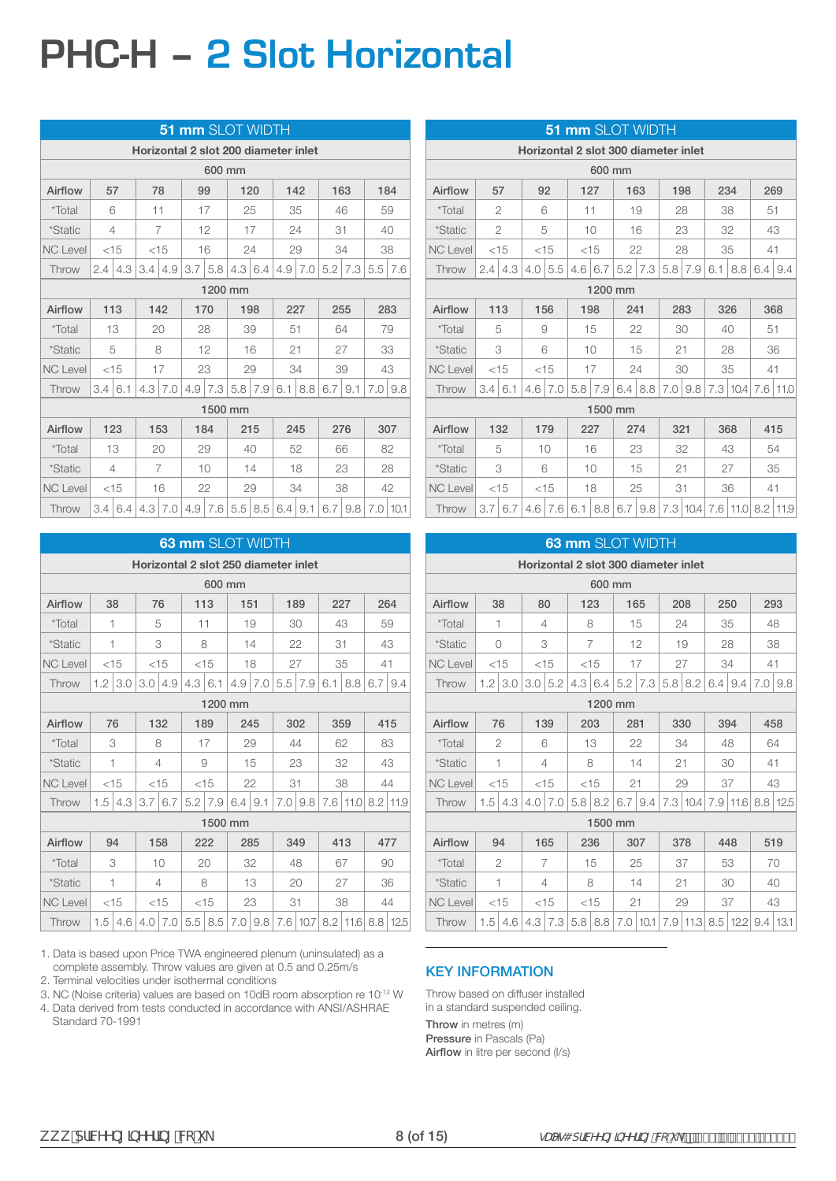# PHC-H – 2 Slot Horizontal

| 51 mm SLOT WIDTH | | | | | | | | | | | | | | |
|---|---|---|---|---|---|---|---|---|---|---|---|---|---|---|
| Horizontal 2 slot 200 diameter inlet | | | | | | | | | | | | | | |
| 600 mm | | | | | | | | | | | | | | |
| Airflow | 57 | | 78 | | 99 | | 120 | | 142 | | 163 | | 184 | |
| *Total | 6 | | 11 | | 17 | | 25 | | 35 | | 46 | | 59 | |
| *Static | 4 | | 7 | | 12 | | 17 | | 24 | | 31 | | 40 | |
| NC Level | <15 | | <15 | | 16 | | 24 | | 29 | | 34 | | 38 | |
| Throw | 2.4 | 4.3 | 3.4 | 4.9 | 3.7 | 5.8 | 4.3 | 6.4 | 4.9 | 7.0 | 5.2 | 7.3 | 5.5 | 7.6 |
| 1200 mm | | | | | | | | | | | | | | |
| Airflow | 113 | | 142 | | 170 | | 198 | | 227 | | 255 | | 283 | |
| *Total | 13 | | 20 | | 28 | | 39 | | 51 | | 64 | | 79 | |
| *Static | 5 | | 8 | | 12 | | 16 | | 21 | | 27 | | 33 | |
| NC Level | <15 | | 17 | | 23 | | 29 | | 34 | | 39 | | 43 | |
| Throw | 3.4 | 6.1 | 4.3 | 7.0 | 4.9 | 7.3 | 5.8 | 7.9 | 6.1 | 8.8 | 6.7 | 9.1 | 7.0 | 9.8 |
| 1500 mm | | | | | | | | | | | | | | |
| Airflow | 123 | | 153 | | 184 | | 215 | | 245 | | 276 | | 307 | |
| *Total | 13 | | 20 | | 29 | | 40 | | 52 | | 66 | | 82 | |
| *Static | 4 | | 7 | | 10 | | 14 | | 18 | | 23 | | 28 | |
| NC Level | <15 | | 16 | | 22 | | 29 | | 34 | | 38 | | 42 | |
| Throw | 3.4 | 6.4 | 4.3 | 7.0 | 4.9 | 7.6 | 5.5 | 8.5 | 6.4 | 9.1 | 6.7 | 9.8 | 7.0 | 10.1 |

| 51 mm SLOT WIDTH | | | | | | | | | | | | | | |
|---|---|---|---|---|---|---|---|---|---|---|---|---|---|---|
| Horizontal 2 slot 300 diameter inlet | | | | | | | | | | | | | | |
| 600 mm | | | | | | | | | | | | | | |
| Airflow | 57 | | 92 | | 127 | | 163 | | 198 | | 234 | | 269 | |
| *Total | 2 | | 6 | | 11 | | 19 | | 28 | | 38 | | 51 | |
| *Static | 2 | | 5 | | 10 | | 16 | | 23 | | 32 | | 43 | |
| NC Level | <15 | | <15 | | <15 | | 22 | | 28 | | 35 | | 41 | |
| Throw | 2.4 | 4.3 | 4.0 | 5.5 | 4.6 | 6.7 | 5.2 | 7.3 | 5.8 | 7.9 | 6.1 | 8.8 | 6.4 | 9.4 |
| 1200 mm | | | | | | | | | | | | | | |
| Airflow | 113 | | 156 | | 198 | | 241 | | 283 | | 326 | | 368 | |
| *Total | 5 | | 9 | | 15 | | 22 | | 30 | | 40 | | 51 | |
| *Static | 3 | | 6 | | 10 | | 15 | | 21 | | 28 | | 36 | |
| NC Level | <15 | | <15 | | 17 | | 24 | | 30 | | 35 | | 41 | |
| Throw | 3.4 | 6.1 | 4.6 | 7.0 | 5.8 | 7.9 | 6.4 | 8.8 | 7.0 | 9.8 | 7.3 | 10.4 | 7.6 | 11.0 |
| 1500 mm | | | | | | | | | | | | | | |
| Airflow | 132 | | 179 | | 227 | | 274 | | 321 | | 368 | | 415 | |
| *Total | 5 | | 10 | | 16 | | 23 | | 32 | | 43 | | 54 | |
| *Static | 3 | | 6 | | 10 | | 15 | | 21 | | 27 | | 35 | |
| NC Level | <15 | | <15 | | 18 | | 25 | | 31 | | 36 | | 41 | |
| Throw | 3.7 | 6.7 | 4.6 | 7.6 | 6.1 | 8.8 | 6.7 | 9.8 | 7.3 | 10.4 | 7.6 | 11.0 | 8.2 | 11.9 |

| 63 mm SLOT WIDTH | | | | | | | | | | | | | | |
|---|---|---|---|---|---|---|---|---|---|---|---|---|---|---|
| Horizontal 2 slot 250 diameter inlet | | | | | | | | | | | | | | |
| 600 mm | | | | | | | | | | | | | | |
| Airflow | 38 | | 76 | | 113 | | 151 | | 189 | | 227 | | 264 | |
| *Total | 1 | | 5 | | 11 | | 19 | | 30 | | 43 | | 59 | |
| *Static | 1 | | 3 | | 8 | | 14 | | 22 | | 31 | | 43 | |
| NC Level | <15 | | <15 | | <15 | | 18 | | 27 | | 35 | | 41 | |
| Throw | 1.2 | 3.0 | 3.0 | 4.9 | 4.3 | 6.1 | 4.9 | 7.0 | 5.5 | 7.9 | 6.1 | 8.8 | 6.7 | 9.4 |
| 1200 mm | | | | | | | | | | | | | | |
| Airflow | 76 | | 132 | | 189 | | 245 | | 302 | | 359 | | 415 | |
| *Total | 3 | | 8 | | 17 | | 29 | | 44 | | 62 | | 83 | |
| *Static | 1 | | 4 | | 9 | | 15 | | 23 | | 32 | | 43 | |
| NC Level | <15 | | <15 | | <15 | | 22 | | 31 | | 38 | | 44 | |
| Throw | 1.5 | 4.3 | 3.7 | 6.7 | 5.2 | 7.9 | 6.4 | 9.1 | 7.0 | 9.8 | 7.6 | 11.0 | 8.2 | 11.9 |
| 1500 mm | | | | | | | | | | | | | | |
| Airflow | 94 | | 158 | | 222 | | 285 | | 349 | | 413 | | 477 | |
| *Total | 3 | | 10 | | 20 | | 32 | | 48 | | 67 | | 90 | |
| *Static | 1 | | 4 | | 8 | | 13 | | 20 | | 27 | | 36 | |
| NC Level | <15 | | <15 | | <15 | | 23 | | 31 | | 38 | | 44 | |
| Throw | 1.5 | 4.6 | 4.0 | 7.0 | 5.5 | 8.5 | 7.0 | 9.8 | 7.6 | 10.7 | 8.2 | 11.6 | 8.8 | 12.5 |

| 63 mm SLOT WIDTH | | | | | | | | | | | | | | |
|---|---|---|---|---|---|---|---|---|---|---|---|---|---|---|
| Horizontal 2 slot 300 diameter inlet | | | | | | | | | | | | | | |
| 600 mm | | | | | | | | | | | | | | |
| Airflow | 38 | | 80 | | 123 | | 165 | | 208 | | 250 | | 293 | |
| *Total | 1 | | 4 | | 8 | | 15 | | 24 | | 35 | | 48 | |
| *Static | 0 | | 3 | | 7 | | 12 | | 19 | | 28 | | 38 | |
| NC Level | <15 | | <15 | | <15 | | 17 | | 27 | | 34 | | 41 | |
| Throw | 1.2 | 3.0 | 3.0 | 5.2 | 4.3 | 6.4 | 5.2 | 7.3 | 5.8 | 8.2 | 6.4 | 9.4 | 7.0 | 9.8 |
| 1200 mm | | | | | | | | | | | | | | |
| Airflow | 76 | | 139 | | 203 | | 281 | | 330 | | 394 | | 458 | |
| *Total | 2 | | 6 | | 13 | | 22 | | 34 | | 48 | | 64 | |
| *Static | 1 | | 4 | | 8 | | 14 | | 21 | | 30 | | 41 | |
| NC Level | <15 | | <15 | | <15 | | 21 | | 29 | | 37 | | 43 | |
| Throw | 1.5 | 4.3 | 4.0 | 7.0 | 5.8 | 8.2 | 6.7 | 9.4 | 7.3 | 10.4 | 7.9 | 11.6 | 8.8 | 12.5 |
| 1500 mm | | | | | | | | | | | | | | |
| Airflow | 94 | | 165 | | 236 | | 307 | | 378 | | 448 | | 519 | |
| *Total | 2 | | 7 | | 15 | | 25 | | 37 | | 53 | | 70 | |
| *Static | 1 | | 4 | | 8 | | 14 | | 21 | | 30 | | 40 | |
| NC Level | <15 | | <15 | | <15 | | 21 | | 29 | | 37 | | 43 | |
| Throw | 1.5 | 4.6 | 4.3 | 7.3 | 5.8 | 8.8 | 7.0 | 10.1 | 7.9 | 11.3 | 8.5 | 12.2 | 9.4 | 13.1 |

1. Data is based upon Price TWA engineered plenum (uninsulated) as a complete assembly. Throw values are given at 0.5 and 0.25m/s
2. Terminal velocities under isothermal conditions
3. NC (Noise criteria) values are based on 10dB room absorption re $10^{-12}$ W
4. Data derived from tests conducted in accordance with ANSI/ASHRAE Standard 70-1991

## KEY INFORMATION

Throw based on diffuser installed in a standard suspended ceiling.

**Throw** in metres (m)
**Pressure** in Pascals (Pa)
**Airflow** in litre per second (l/s)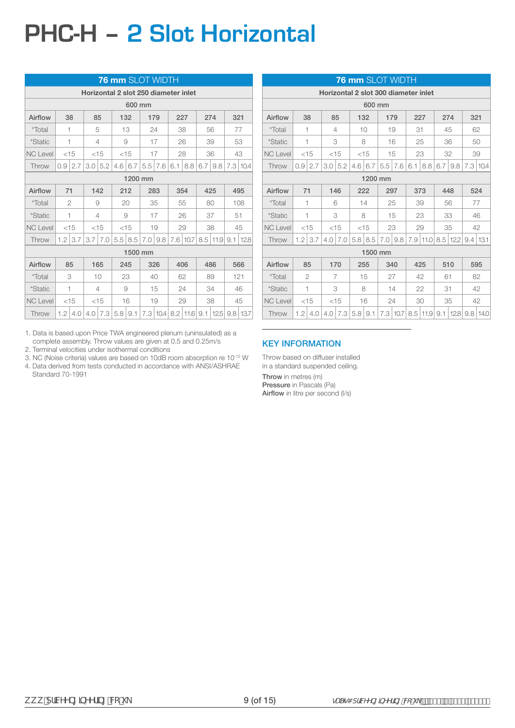# PHC-H – 2 Slot Horizontal

| 76 mm SLOT WIDTH | | | | | | | | | | | | | | |
|---|---|---|---|---|---|---|---|---|---|---|---|---|---|---|
| Horizontal 2 slot 250 diameter inlet | | | | | | | | | | | | | | |
| 600 mm | | | | | | | | | | | | | | |
| Airflow | 38 | | 85 | | 132 | | 179 | | 227 | | 274 | | 321 | |
| *Total | 1 | | 5 | | 13 | | 24 | | 38 | | 56 | | 77 | |
| *Static | 1 | | 4 | | 9 | | 17 | | 26 | | 39 | | 53 | |
| NC Level | <15 | | <15 | | <15 | | 17 | | 28 | | 36 | | 43 | |
| Throw | 0.9 | 2.7 | 3.0 | 5.2 | 4.6 | 6.7 | 5.5 | 7.6 | 6.1 | 8.8 | 6.7 | 9.8 | 7.3 | 10.4 |
| 1200 mm | | | | | | | | | | | | | | |
| Airflow | 71 | | 142 | | 212 | | 283 | | 354 | | 425 | | 495 | |
| *Total | 2 | | 9 | | 20 | | 35 | | 55 | | 80 | | 108 | |
| *Static | 1 | | 4 | | 9 | | 17 | | 26 | | 37 | | 51 | |
| NC Level | <15 | | <15 | | <15 | | 19 | | 29 | | 38 | | 45 | |
| Throw | 1.2 | 3.7 | 3.7 | 7.0 | 5.5 | 8.5 | 7.0 | 9.8 | 7.6 | 10.7 | 8.5 | 11.9 | 9.1 | 12.8 |
| 1500 mm | | | | | | | | | | | | | | |
| Airflow | 85 | | 165 | | 245 | | 326 | | 406 | | 486 | | 566 | |
| *Total | 3 | | 10 | | 23 | | 40 | | 62 | | 89 | | 121 | |
| *Static | 1 | | 4 | | 9 | | 15 | | 24 | | 34 | | 46 | |
| NC Level | <15 | | <15 | | 16 | | 19 | | 29 | | 38 | | 45 | |
| Throw | 1.2 | 4.0 | 4.0 | 7.3 | 5.8 | 9.1 | 7.3 | 10.4 | 8.2 | 11.6 | 9.1 | 12.5 | 9.8 | 13.7 |

| 76 mm SLOT WIDTH | | | | | | | | | | | | | | |
|---|---|---|---|---|---|---|---|---|---|---|---|---|---|---|
| Horizontal 2 slot 300 diameter inlet | | | | | | | | | | | | | | |
| 600 mm | | | | | | | | | | | | | | |
| Airflow | 38 | | 85 | | 132 | | 179 | | 227 | | 274 | | 321 | |
| *Total | 1 | | 4 | | 10 | | 19 | | 31 | | 45 | | 62 | |
| *Static | 1 | | 3 | | 8 | | 16 | | 25 | | 36 | | 50 | |
| NC Level | <15 | | <15 | | <15 | | 15 | | 23 | | 32 | | 39 | |
| Throw | 0.9 | 2.7 | 3.0 | 5.2 | 4.6 | 6.7 | 5.5 | 7.6 | 6.1 | 8.8 | 6.7 | 9.8 | 7.3 | 10.4 |
| 1200 mm | | | | | | | | | | | | | | |
| Airflow | 71 | | 146 | | 222 | | 297 | | 373 | | 448 | | 524 | |
| *Total | 1 | | 6 | | 14 | | 25 | | 39 | | 56 | | 77 | |
| *Static | 1 | | 3 | | 8 | | 15 | | 23 | | 33 | | 46 | |
| NC Level | <15 | | <15 | | <15 | | 23 | | 29 | | 35 | | 42 | |
| Throw | 1.2 | 3.7 | 4.0 | 7.0 | 5.8 | 8.5 | 7.0 | 9.8 | 7.9 | 11.0 | 8.5 | 12.2 | 9.4 | 13.1 |
| 1500 mm | | | | | | | | | | | | | | |
| Airflow | 85 | | 170 | | 255 | | 340 | | 425 | | 510 | | 595 | |
| *Total | 2 | | 7 | | 15 | | 27 | | 42 | | 61 | | 82 | |
| *Static | 1 | | 3 | | 8 | | 14 | | 22 | | 31 | | 42 | |
| NC Level | <15 | | <15 | | 16 | | 24 | | 30 | | 35 | | 42 | |
| Throw | 1.2 | 4.0 | 4.0 | 7.3 | 5.8 | 9.1 | 7.3 | 10.7 | 8.5 | 11.9 | 9.1 | 12.8 | 9.8 | 14.0 |

1. Data is based upon Price TWA engineered plenum (uninsulated) as a complete assembly. Throw values are given at 0.5 and 0.25m/s
2. Terminal velocities under isothermal conditions
3. NC (Noise criteria) values are based on 10dB room absorption re $10^{-12}$ W
4. Data derived from tests conducted in accordance with ANSI/ASHRAE Standard 70-1991

## KEY INFORMATION

Throw based on diffuser installed in a standard suspended ceiling.

**Throw** in metres (m)
**Pressure** in Pascals (Pa)
**Airflow** in litre per second (l/s)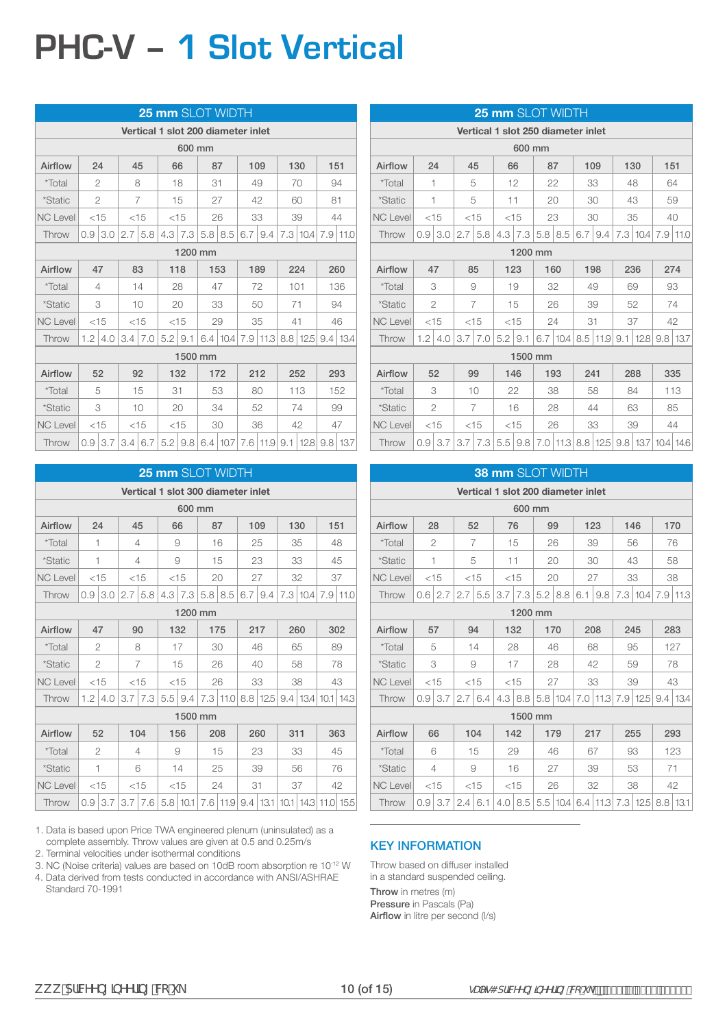# PHC-V – 1 Slot Vertical

| 25 mm SLOT WIDTH | | | | | | | | | | | | | | |
|---|---|---|---|---|---|---|---|---|---|---|---|---|---|---|
| Vertical 1 slot 200 diameter inlet | | | | | | | | | | | | | | |
| 600 mm | | | | | | | | | | | | | | |
| Airflow | 24 | | 45 | | 66 | | 87 | | 109 | | 130 | | 151 | |
| *Total | 2 | | 8 | | 18 | | 31 | | 49 | | 70 | | 94 | |
| *Static | 2 | | 7 | | 15 | | 27 | | 42 | | 60 | | 81 | |
| NC Level | <15 | | <15 | | <15 | | 26 | | 33 | | 39 | | 44 | |
| Throw | 0.9 | 3.0 | 2.7 | 5.8 | 4.3 | 7.3 | 5.8 | 8.5 | 6.7 | 9.4 | 7.3 | 10.4 | 7.9 | 11.0 |
| 1200 mm | | | | | | | | | | | | | | |
| Airflow | 47 | | 83 | | 118 | | 153 | | 189 | | 224 | | 260 | |
| *Total | 4 | | 14 | | 28 | | 47 | | 72 | | 101 | | 136 | |
| *Static | 3 | | 10 | | 20 | | 33 | | 50 | | 71 | | 94 | |
| NC Level | <15 | | <15 | | <15 | | 29 | | 35 | | 41 | | 46 | |
| Throw | 1.2 | 4.0 | 3.4 | 7.0 | 5.2 | 9.1 | 6.4 | 10.4 | 7.9 | 11.3 | 8.8 | 12.5 | 9.4 | 13.4 |
| 1500 mm | | | | | | | | | | | | | | |
| Airflow | 52 | | 92 | | 132 | | 172 | | 212 | | 252 | | 293 | |
| *Total | 5 | | 15 | | 31 | | 53 | | 80 | | 113 | | 152 | |
| *Static | 3 | | 10 | | 20 | | 34 | | 52 | | 74 | | 99 | |
| NC Level | <15 | | <15 | | <15 | | 30 | | 36 | | 42 | | 47 | |
| Throw | 0.9 | 3.7 | 3.4 | 6.7 | 5.2 | 9.8 | 6.4 | 10.7 | 7.6 | 11.9 | 9.1 | 12.8 | 9.8 | 13.7 |

| 25 mm SLOT WIDTH | | | | | | | | | | | | | | |
|---|---|---|---|---|---|---|---|---|---|---|---|---|---|---|
| Vertical 1 slot 250 diameter inlet | | | | | | | | | | | | | | |
| 600 mm | | | | | | | | | | | | | | |
| Airflow | 24 | | 45 | | 66 | | 87 | | 109 | | 130 | | 151 | |
| *Total | 1 | | 5 | | 12 | | 22 | | 33 | | 48 | | 64 | |
| *Static | 1 | | 5 | | 11 | | 20 | | 30 | | 43 | | 59 | |
| NC Level | <15 | | <15 | | <15 | | 23 | | 30 | | 35 | | 40 | |
| Throw | 0.9 | 3.0 | 2.7 | 5.8 | 4.3 | 7.3 | 5.8 | 8.5 | 6.7 | 9.4 | 7.3 | 10.4 | 7.9 | 11.0 |
| 1200 mm | | | | | | | | | | | | | | |
| Airflow | 47 | | 85 | | 123 | | 160 | | 198 | | 236 | | 274 | |
| *Total | 3 | | 9 | | 19 | | 32 | | 49 | | 69 | | 93 | |
| *Static | 2 | | 7 | | 15 | | 26 | | 39 | | 52 | | 74 | |
| NC Level | <15 | | <15 | | <15 | | 24 | | 31 | | 37 | | 42 | |
| Throw | 1.2 | 4.0 | 3.7 | 7.0 | 5.2 | 9.1 | 6.7 | 10.4 | 8.5 | 11.9 | 9.1 | 12.8 | 9.8 | 13.7 |
| 1500 mm | | | | | | | | | | | | | | |
| Airflow | 52 | | 99 | | 146 | | 193 | | 241 | | 288 | | 335 | |
| *Total | 3 | | 10 | | 22 | | 38 | | 58 | | 84 | | 113 | |
| *Static | 2 | | 7 | | 16 | | 28 | | 44 | | 63 | | 85 | |
| NC Level | <15 | | <15 | | <15 | | 26 | | 33 | | 39 | | 44 | |
| Throw | 0.9 | 3.7 | 3.7 | 7.3 | 5.5 | 9.8 | 7.0 | 11.3 | 8.8 | 12.5 | 9.8 | 13.7 | 10.4 | 14.6 |

| 25 mm SLOT WIDTH | | | | | | | | | | | | | | |
|---|---|---|---|---|---|---|---|---|---|---|---|---|---|---|
| Vertical 1 slot 300 diameter inlet | | | | | | | | | | | | | | |
| 600 mm | | | | | | | | | | | | | | |
| Airflow | 24 | | 45 | | 66 | | 87 | | 109 | | 130 | | 151 | |
| *Total | 1 | | 4 | | 9 | | 16 | | 25 | | 35 | | 48 | |
| *Static | 1 | | 4 | | 9 | | 15 | | 23 | | 33 | | 45 | |
| NC Level | <15 | | <15 | | <15 | | 20 | | 27 | | 32 | | 37 | |
| Throw | 0.9 | 3.0 | 2.7 | 5.8 | 4.3 | 7.3 | 5.8 | 8.5 | 6.7 | 9.4 | 7.3 | 10.4 | 7.9 | 11.0 |
| 1200 mm | | | | | | | | | | | | | | |
| Airflow | 47 | | 90 | | 132 | | 175 | | 217 | | 260 | | 302 | |
| *Total | 2 | | 8 | | 17 | | 30 | | 46 | | 65 | | 89 | |
| *Static | 2 | | 7 | | 15 | | 26 | | 40 | | 58 | | 78 | |
| NC Level | <15 | | <15 | | <15 | | 26 | | 33 | | 38 | | 43 | |
| Throw | 1.2 | 4.0 | 3.7 | 7.3 | 5.5 | 9.4 | 7.3 | 11.0 | 8.8 | 12.5 | 9.4 | 13.4 | 10.1 | 14.3 |
| 1500 mm | | | | | | | | | | | | | | |
| Airflow | 52 | | 104 | | 156 | | 208 | | 260 | | 311 | | 363 | |
| *Total | 2 | | 4 | | 9 | | 15 | | 23 | | 33 | | 45 | |
| *Static | 1 | | 6 | | 14 | | 25 | | 39 | | 56 | | 76 | |
| NC Level | <15 | | <15 | | <15 | | 24 | | 31 | | 37 | | 42 | |
| Throw | 0.9 | 3.7 | 3.7 | 7.6 | 5.8 | 10.1 | 7.6 | 11.9 | 9.4 | 13.1 | 10.1 | 14.3 | 11.0 | 15.5 |

| 38 mm SLOT WIDTH | | | | | | | | | | | | | | |
|---|---|---|---|---|---|---|---|---|---|---|---|---|---|---|
| Vertical 1 slot 200 diameter inlet | | | | | | | | | | | | | | |
| 600 mm | | | | | | | | | | | | | | |
| Airflow | 28 | | 52 | | 76 | | 99 | | 123 | | 146 | | 170 | |
| *Total | 2 | | 7 | | 15 | | 26 | | 39 | | 56 | | 76 | |
| *Static | 1 | | 5 | | 11 | | 20 | | 30 | | 43 | | 58 | |
| NC Level | <15 | | <15 | | <15 | | 20 | | 27 | | 33 | | 38 | |
| Throw | 0.6 | 2.7 | 2.7 | 5.5 | 3.7 | 7.3 | 5.2 | 8.8 | 6.1 | 9.8 | 7.3 | 10.4 | 7.9 | 11.3 |
| 1200 mm | | | | | | | | | | | | | | |
| Airflow | 57 | | 94 | | 132 | | 170 | | 208 | | 245 | | 283 | |
| *Total | 5 | | 14 | | 28 | | 46 | | 68 | | 95 | | 127 | |
| *Static | 3 | | 9 | | 17 | | 28 | | 42 | | 59 | | 78 | |
| NC Level | <15 | | <15 | | <15 | | 27 | | 33 | | 39 | | 43 | |
| Throw | 0.9 | 3.7 | 2.7 | 6.4 | 4.3 | 8.8 | 5.8 | 10.4 | 7.0 | 11.3 | 7.9 | 12.5 | 9.4 | 13.4 |
| 1500 mm | | | | | | | | | | | | | | |
| Airflow | 66 | | 104 | | 142 | | 179 | | 217 | | 255 | | 293 | |
| *Total | 6 | | 15 | | 29 | | 46 | | 67 | | 93 | | 123 | |
| *Static | 4 | | 9 | | 16 | | 27 | | 39 | | 53 | | 71 | |
| NC Level | <15 | | <15 | | <15 | | 26 | | 32 | | 38 | | 42 | |
| Throw | 0.9 | 3.7 | 2.4 | 6.1 | 4.0 | 8.5 | 5.5 | 10.4 | 6.4 | 11.3 | 7.3 | 12.5 | 8.8 | 13.1 |

1. Data is based upon Price TWA engineered plenum (uninsulated) as a complete assembly. Throw values are given at 0.5 and 0.25m/s
2. Terminal velocities under isothermal conditions
3. NC (Noise criteria) values are based on 10dB room absorption re $10^{-12}$ W
4. Data derived from tests conducted in accordance with ANSI/ASHRAE Standard 70-1991

## KEY INFORMATION

Throw based on diffuser installed in a standard suspended ceiling.

**Throw** in metres (m)
**Pressure** in Pascals (Pa)
**Airflow** in litre per second (l/s)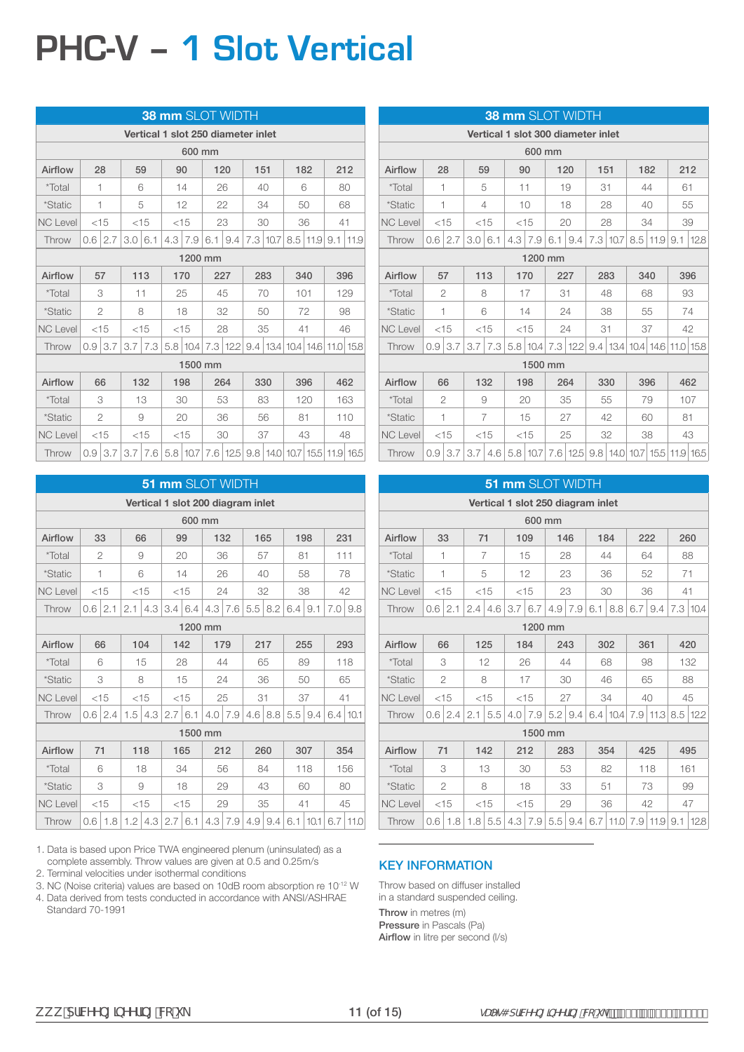# PHC-V – 1 Slot Vertical

| **38 mm** SLOT WIDTH | | | | | | | | | | | | | | |
|---|---|---|---|---|---|---|---|---|---|---|---|---|---|---|
| Vertical 1 slot 250 diameter inlet | | | | | | | | | | | | | | |
| 600 mm | | | | | | | | | | | | | | |
| Airflow | 28 | | 59 | | 90 | | 120 | | 151 | | 182 | | 212 | |
| *Total | 1 | | 6 | | 14 | | 26 | | 40 | | 6 | | 80 | |
| *Static | 1 | | 5 | | 12 | | 22 | | 34 | | 50 | | 68 | |
| NC Level | <15 | | <15 | | <15 | | 23 | | 30 | | 36 | | 41 | |
| Throw | 0.6 | 2.7 | 3.0 | 6.1 | 4.3 | 7.9 | 6.1 | 9.4 | 7.3 | 10.7 | 8.5 | 11.9 | 9.1 | 11.9 |
| 1200 mm | | | | | | | | | | | | | | |
| Airflow | 57 | | 113 | | 170 | | 227 | | 283 | | 340 | | 396 | |
| *Total | 3 | | 11 | | 25 | | 45 | | 70 | | 101 | | 129 | |
| *Static | 2 | | 8 | | 18 | | 32 | | 50 | | 72 | | 98 | |
| NC Level | <15 | | <15 | | <15 | | 28 | | 35 | | 41 | | 46 | |
| Throw | 0.9 | 3.7 | 3.7 | 7.3 | 5.8 | 10.4 | 7.3 | 12.2 | 9.4 | 13.4 | 10.4 | 14.6 | 11.0 | 15.8 |
| 1500 mm | | | | | | | | | | | | | | |
| Airflow | 66 | | 132 | | 198 | | 264 | | 330 | | 396 | | 462 | |
| *Total | 3 | | 13 | | 30 | | 53 | | 83 | | 120 | | 163 | |
| *Static | 2 | | 9 | | 20 | | 36 | | 56 | | 81 | | 110 | |
| NC Level | <15 | | <15 | | <15 | | 30 | | 37 | | 43 | | 48 | |
| Throw | 0.9 | 3.7 | 3.7 | 7.6 | 5.8 | 10.7 | 7.6 | 12.5 | 9.8 | 14.0 | 10.7 | 15.5 | 11.9 | 16.5 |

| **38 mm** SLOT WIDTH | | | | | | | | | | | | | | |
|---|---|---|---|---|---|---|---|---|---|---|---|---|---|---|
| Vertical 1 slot 300 diameter inlet | | | | | | | | | | | | | | |
| 600 mm | | | | | | | | | | | | | | |
| Airflow | 28 | | 59 | | 90 | | 120 | | 151 | | 182 | | 212 | |
| *Total | 1 | | 5 | | 11 | | 19 | | 31 | | 44 | | 61 | |
| *Static | 1 | | 4 | | 10 | | 18 | | 28 | | 40 | | 55 | |
| NC Level | <15 | | <15 | | <15 | | 20 | | 28 | | 34 | | 39 | |
| Throw | 0.6 | 2.7 | 3.0 | 6.1 | 4.3 | 7.9 | 6.1 | 9.4 | 7.3 | 10.7 | 8.5 | 11.9 | 9.1 | 12.8 |
| 1200 mm | | | | | | | | | | | | | | |
| Airflow | 57 | | 113 | | 170 | | 227 | | 283 | | 340 | | 396 | |
| *Total | 2 | | 8 | | 17 | | 31 | | 48 | | 68 | | 93 | |
| *Static | 1 | | 6 | | 14 | | 24 | | 38 | | 55 | | 74 | |
| NC Level | <15 | | <15 | | <15 | | 24 | | 31 | | 37 | | 42 | |
| Throw | 0.9 | 3.7 | 3.7 | 7.3 | 5.8 | 10.4 | 7.3 | 12.2 | 9.4 | 13.4 | 10.4 | 14.6 | 11.0 | 15.8 |
| 1500 mm | | | | | | | | | | | | | | |
| Airflow | 66 | | 132 | | 198 | | 264 | | 330 | | 396 | | 462 | |
| *Total | 2 | | 9 | | 20 | | 35 | | 55 | | 79 | | 107 | |
| *Static | 1 | | 7 | | 15 | | 27 | | 42 | | 60 | | 81 | |
| NC Level | <15 | | <15 | | <15 | | 25 | | 32 | | 38 | | 43 | |
| Throw | 0.9 | 3.7 | 3.7 | 4.6 | 5.8 | 10.7 | 7.6 | 12.5 | 9.8 | 14.0 | 10.7 | 15.5 | 11.9 | 16.5 |

| **51 mm** SLOT WIDTH | | | | | | | | | | | | | | |
|---|---|---|---|---|---|---|---|---|---|---|---|---|---|---|
| Vertical 1 slot 200 diagram inlet | | | | | | | | | | | | | | |
| 600 mm | | | | | | | | | | | | | | |
| Airflow | 33 | | 66 | | 99 | | 132 | | 165 | | 198 | | 231 | |
| *Total | 2 | | 9 | | 20 | | 36 | | 57 | | 81 | | 111 | |
| *Static | 1 | | 6 | | 14 | | 26 | | 40 | | 58 | | 78 | |
| NC Level | <15 | | <15 | | <15 | | 24 | | 32 | | 38 | | 42 | |
| Throw | 0.6 | 2.1 | 2.1 | 4.3 | 3.4 | 6.4 | 4.3 | 7.6 | 5.5 | 8.2 | 6.4 | 9.1 | 7.0 | 9.8 |
| 1200 mm | | | | | | | | | | | | | | |
| Airflow | 66 | | 104 | | 142 | | 179 | | 217 | | 255 | | 293 | |
| *Total | 6 | | 15 | | 28 | | 44 | | 65 | | 89 | | 118 | |
| *Static | 3 | | 8 | | 15 | | 24 | | 36 | | 50 | | 65 | |
| NC Level | <15 | | <15 | | <15 | | 25 | | 31 | | 37 | | 41 | |
| Throw | 0.6 | 2.4 | 1.5 | 4.3 | 2.7 | 6.1 | 4.0 | 7.9 | 4.6 | 8.8 | 5.5 | 9.4 | 6.4 | 10.1 |
| 1500 mm | | | | | | | | | | | | | | |
| Airflow | 71 | | 118 | | 165 | | 212 | | 260 | | 307 | | 354 | |
| *Total | 6 | | 18 | | 34 | | 56 | | 84 | | 118 | | 156 | |
| *Static | 3 | | 9 | | 18 | | 29 | | 43 | | 60 | | 80 | |
| NC Level | <15 | | <15 | | <15 | | 29 | | 35 | | 41 | | 45 | |
| Throw | 0.6 | 1.8 | 1.2 | 4.3 | 2.7 | 6.1 | 4.3 | 7.9 | 4.9 | 9.4 | 6.1 | 10.1 | 6.7 | 11.0 |

| **51 mm** SLOT WIDTH | | | | | | | | | | | | | | |
|---|---|---|---|---|---|---|---|---|---|---|---|---|---|---|
| Vertical 1 slot 250 diagram inlet | | | | | | | | | | | | | | |
| 600 mm | | | | | | | | | | | | | | |
| Airflow | 33 | | 71 | | 109 | | 146 | | 184 | | 222 | | 260 | |
| *Total | 1 | | 7 | | 15 | | 28 | | 44 | | 64 | | 88 | |
| *Static | 1 | | 5 | | 12 | | 23 | | 36 | | 52 | | 71 | |
| NC Level | <15 | | <15 | | <15 | | 23 | | 30 | | 36 | | 41 | |
| Throw | 0.6 | 2.1 | 2.4 | 4.6 | 3.7 | 6.7 | 4.9 | 7.9 | 6.1 | 8.8 | 6.7 | 9.4 | 7.3 | 10.4 |
| 1200 mm | | | | | | | | | | | | | | |
| Airflow | 66 | | 125 | | 184 | | 243 | | 302 | | 361 | | 420 | |
| *Total | 3 | | 12 | | 26 | | 44 | | 68 | | 98 | | 132 | |
| *Static | 2 | | 8 | | 17 | | 30 | | 46 | | 65 | | 88 | |
| NC Level | <15 | | <15 | | <15 | | 27 | | 34 | | 40 | | 45 | |
| Throw | 0.6 | 2.4 | 2.1 | 5.5 | 4.0 | 7.9 | 5.2 | 9.4 | 6.4 | 10.4 | 7.9 | 11.3 | 8.5 | 12.2 |
| 1500 mm | | | | | | | | | | | | | | |
| Airflow | 71 | | 142 | | 212 | | 283 | | 354 | | 425 | | 495 | |
| *Total | 3 | | 13 | | 30 | | 53 | | 82 | | 118 | | 161 | |
| *Static | 2 | | 8 | | 18 | | 33 | | 51 | | 73 | | 99 | |
| NC Level | <15 | | <15 | | <15 | | 29 | | 36 | | 42 | | 47 | |
| Throw | 0.6 | 1.8 | 1.8 | 5.5 | 4.3 | 7.9 | 5.5 | 9.4 | 6.7 | 11.0 | 7.9 | 11.9 | 9.1 | 12.8 |

1. Data is based upon Price TWA engineered plenum (uninsulated) as a complete assembly. Throw values are given at 0.5 and 0.25m/s
2. Terminal velocities under isothermal conditions
3. NC (Noise criteria) values are based on 10dB room absorption re $10^{-12}$ W
4. Data derived from tests conducted in accordance with ANSI/ASHRAE Standard 70-1991

## KEY INFORMATION

Throw based on diffuser installed in a standard suspended ceiling.

**Throw** in metres (m)
**Pressure** in Pascals (Pa)
**Airflow** in litre per second (l/s)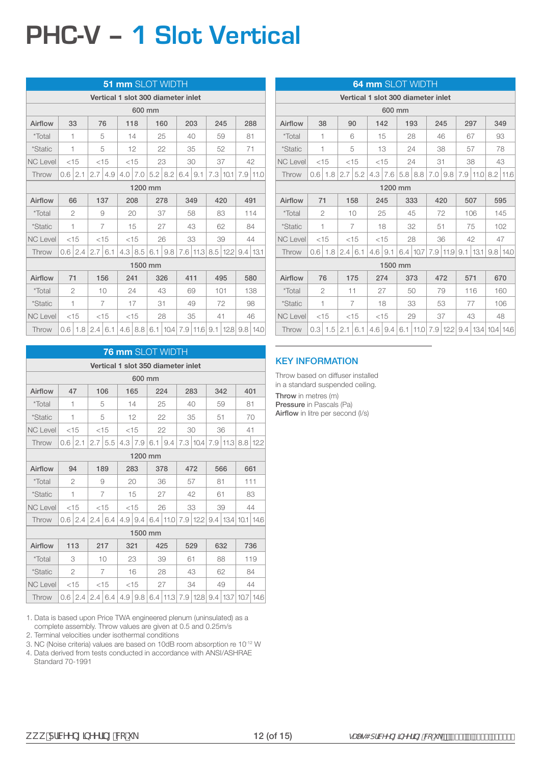# PHC-V – 1 Slot Vertical

**51 mm** SLOT WIDTH

Vertical 1 slot 300 diameter inlet

| | | | | | | | | | | | | | | |
|---|---|---|---|---|---|---|---|---|---|---|---|---|---|---|
| **600 mm** | | | | | | | | | | | | | | |
| **Airflow** | **33** | | **76** | | **118** | | **160** | | **203** | | **245** | | **288** | |
| *Total | 1 | | 5 | | 14 | | 25 | | 40 | | 59 | | 81 | |
| *Static | 1 | | 5 | | 12 | | 22 | | 35 | | 52 | | 71 | |
| NC Level | <15 | | <15 | | <15 | | 23 | | 30 | | 37 | | 42 | |
| Throw | 0.6 | 2.1 | 2.7 | 4.9 | 4.0 | 7.0 | 5.2 | 8.2 | 6.4 | 9.1 | 7.3 | 10.1 | 7.9 | 11.0 |
| **1200 mm** | | | | | | | | | | | | | | |
| **Airflow** | **66** | | **137** | | **208** | | **278** | | **349** | | **420** | | **491** | |
| *Total | 2 | | 9 | | 20 | | 37 | | 58 | | 83 | | 114 | |
| *Static | 1 | | 7 | | 15 | | 27 | | 43 | | 62 | | 84 | |
| NC Level | <15 | | <15 | | <15 | | 26 | | 33 | | 39 | | 44 | |
| Throw | 0.6 | 2.4 | 2.7 | 6.1 | 4.3 | 8.5 | 6.1 | 9.8 | 7.6 | 11.3 | 8.5 | 12.2 | 9.4 | 13.1 |
| **1500 mm** | | | | | | | | | | | | | | |
| **Airflow** | **71** | | **156** | | **241** | | **326** | | **411** | | **495** | | **580** | |
| *Total | 2 | | 10 | | 24 | | 43 | | 69 | | 101 | | 138 | |
| *Static | 1 | | 7 | | 17 | | 31 | | 49 | | 72 | | 98 | |
| NC Level | <15 | | <15 | | <15 | | 28 | | 35 | | 41 | | 46 | |
| Throw | 0.6 | 1.8 | 2.4 | 6.1 | 4.6 | 8.8 | 6.1 | 10.4 | 7.9 | 11.6 | 9.1 | 12.8 | 9.8 | 14.0 |

**64 mm** SLOT WIDTH

Vertical 1 slot 300 diameter inlet

| | | | | | | | | | | | | | | |
|---|---|---|---|---|---|---|---|---|---|---|---|---|---|---|
| **600 mm** | | | | | | | | | | | | | | |
| **Airflow** | **38** | | **90** | | **142** | | **193** | | **245** | | **297** | | **349** | |
| *Total | 1 | | 6 | | 15 | | 28 | | 46 | | 67 | | 93 | |
| *Static | 1 | | 5 | | 13 | | 24 | | 38 | | 57 | | 78 | |
| NC Level | <15 | | <15 | | <15 | | 24 | | 31 | | 38 | | 43 | |
| Throw | 0.6 | 1.8 | 2.7 | 5.2 | 4.3 | 7.6 | 5.8 | 8.8 | 7.0 | 9.8 | 7.9 | 11.0 | 8.2 | 11.6 |
| **1200 mm** | | | | | | | | | | | | | | |
| **Airflow** | **71** | | **158** | | **245** | | **333** | | **420** | | **507** | | **595** | |
| *Total | 2 | | 10 | | 25 | | 45 | | 72 | | 106 | | 145 | |
| *Static | 1 | | 7 | | 18 | | 32 | | 51 | | 75 | | 102 | |
| NC Level | <15 | | <15 | | <15 | | 28 | | 36 | | 42 | | 47 | |
| Throw | 0.6 | 1.8 | 2.4 | 6.1 | 4.6 | 9.1 | 6.4 | 10.7 | 7.9 | 11.9 | 9.1 | 13.1 | 9.8 | 14.0 |
| **1500 mm** | | | | | | | | | | | | | | |
| **Airflow** | **76** | | **175** | | **274** | | **373** | | **472** | | **571** | | **670** | |
| *Total | 2 | | 11 | | 27 | | 50 | | 79 | | 116 | | 160 | |
| *Static | 1 | | 7 | | 18 | | 33 | | 53 | | 77 | | 106 | |
| NC Level | <15 | | <15 | | <15 | | 29 | | 37 | | 43 | | 48 | |
| Throw | 0.3 | 1.5 | 2.1 | 6.1 | 4.6 | 9.4 | 6.1 | 11.0 | 7.9 | 12.2 | 9.4 | 13.4 | 10.4 | 14.6 |

**76 mm** SLOT WIDTH

Vertical 1 slot 350 diameter inlet

| | | | | | | | | | | | | | | |
|---|---|---|---|---|---|---|---|---|---|---|---|---|---|---|
| **600 mm** | | | | | | | | | | | | | | |
| **Airflow** | **47** | | **106** | | **165** | | **224** | | **283** | | **342** | | **401** | |
| *Total | 1 | | 5 | | 14 | | 25 | | 40 | | 59 | | 81 | |
| *Static | 1 | | 5 | | 12 | | 22 | | 35 | | 51 | | 70 | |
| NC Level | <15 | | <15 | | <15 | | 22 | | 30 | | 36 | | 41 | |
| Throw | 0.6 | 2.1 | 2.7 | 5.5 | 4.3 | 7.9 | 6.1 | 9.4 | 7.3 | 10.4 | 7.9 | 11.3 | 8.8 | 12.2 |
| **1200 mm** | | | | | | | | | | | | | | |
| **Airflow** | **94** | | **189** | | **283** | | **378** | | **472** | | **566** | | **661** | |
| *Total | 2 | | 9 | | 20 | | 36 | | 57 | | 81 | | 111 | |
| *Static | 1 | | 7 | | 15 | | 27 | | 42 | | 61 | | 83 | |
| NC Level | <15 | | <15 | | <15 | | 26 | | 33 | | 39 | | 44 | |
| Throw | 0.6 | 2.4 | 2.4 | 6.4 | 4.9 | 9.4 | 6.4 | 11.0 | 7.9 | 12.2 | 9.4 | 13.4 | 10.1 | 14.6 |
| **1500 mm** | | | | | | | | | | | | | | |
| **Airflow** | **113** | | **217** | | **321** | | **425** | | **529** | | **632** | | **736** | |
| *Total | 3 | | 10 | | 23 | | 39 | | 61 | | 88 | | 119 | |
| *Static | 2 | | 7 | | 16 | | 28 | | 43 | | 62 | | 84 | |
| NC Level | <15 | | <15 | | <15 | | 27 | | 34 | | 49 | | 44 | |
| Throw | 0.6 | 2.4 | 2.4 | 6.4 | 4.9 | 9.8 | 6.4 | 11.3 | 7.9 | 12.8 | 9.4 | 13.7 | 10.7 | 14.6 |

## KEY INFORMATION

Throw based on diffuser installed in a standard suspended ceiling.

**Throw** in metres (m)
**Pressure** in Pascals (Pa)
**Airflow** in litre per second (l/s)

1. Data is based upon Price TWA engineered plenum (uninsulated) as a complete assembly. Throw values are given at 0.5 and 0.25m/s
2. Terminal velocities under isothermal conditions
3. NC (Noise criteria) values are based on 10dB room absorption re $10^{-12}$ W
4. Data derived from tests conducted in accordance with ANSI/ASHRAE Standard 70-1991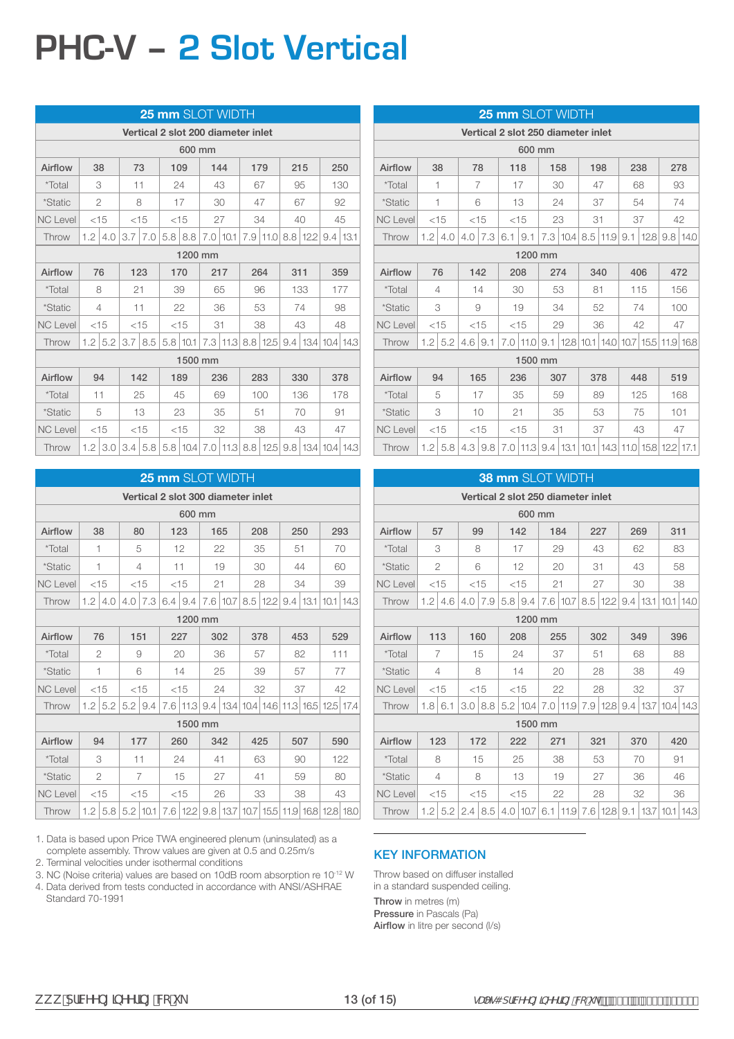# PHC-V – 2 Slot Vertical

| 25 mm SLOT WIDTH | | | | | | | |
|---|---|---|---|---|---|---|---|
| Vertical 2 slot 200 diameter inlet | | | | | | | |
| 600 mm | | | | | | | |
| Airflow | 38 | 73 | 109 | 144 | 179 | 215 | 250 |
| *Total | 3 | 11 | 24 | 43 | 67 | 95 | 130 |
| *Static | 2 | 8 | 17 | 30 | 47 | 67 | 92 |
| NC Level | <15 | <15 | <15 | 27 | 34 | 40 | 45 |
| Throw | 1.2 / 4.0 | 3.7 / 7.0 | 5.8 / 8.8 | 7.0 / 10.1 | 7.9 / 11.0 | 8.8 / 12.2 | 9.4 / 13.1 |
| 1200 mm | | | | | | | |
| Airflow | 76 | 123 | 170 | 217 | 264 | 311 | 359 |
| *Total | 8 | 21 | 39 | 65 | 96 | 133 | 177 |
| *Static | 4 | 11 | 22 | 36 | 53 | 74 | 98 |
| NC Level | <15 | <15 | <15 | 31 | 38 | 43 | 48 |
| Throw | 1.2 / 5.2 | 3.7 / 8.5 | 5.8 / 10.1 | 7.3 / 11.3 | 8.8 / 12.5 | 9.4 / 13.4 | 10.4 / 14.3 |
| 1500 mm | | | | | | | |
| Airflow | 94 | 142 | 189 | 236 | 283 | 330 | 378 |
| *Total | 11 | 25 | 45 | 69 | 100 | 136 | 178 |
| *Static | 5 | 13 | 23 | 35 | 51 | 70 | 91 |
| NC Level | <15 | <15 | <15 | 32 | 38 | 43 | 47 |
| Throw | 1.2 / 3.0 | 3.4 / 5.8 | 5.8 / 10.4 | 7.0 / 11.3 | 8.8 / 12.5 | 9.8 / 13.4 | 10.4 / 14.3 |

| 25 mm SLOT WIDTH | | | | | | | |
|---|---|---|---|---|---|---|---|
| Vertical 2 slot 250 diameter inlet | | | | | | | |
| 600 mm | | | | | | | |
| Airflow | 38 | 78 | 118 | 158 | 198 | 238 | 278 |
| *Total | 1 | 7 | 17 | 30 | 47 | 68 | 93 |
| *Static | 1 | 6 | 13 | 24 | 37 | 54 | 74 |
| NC Level | <15 | <15 | <15 | 23 | 31 | 37 | 42 |
| Throw | 1.2 / 4.0 | 4.0 / 7.3 | 6.1 / 9.1 | 7.3 / 10.4 | 8.5 / 11.9 | 9.1 / 12.8 | 9.8 / 14.0 |
| 1200 mm | | | | | | | |
| Airflow | 76 | 142 | 208 | 274 | 340 | 406 | 472 |
| *Total | 4 | 14 | 30 | 53 | 81 | 115 | 156 |
| *Static | 3 | 9 | 19 | 34 | 52 | 74 | 100 |
| NC Level | <15 | <15 | <15 | 29 | 36 | 42 | 47 |
| Throw | 1.2 / 5.2 | 4.6 / 9.1 | 7.0 / 11.0 | 9.1 / 12.8 | 10.1 / 14.0 | 10.7 / 15.5 | 11.9 / 16.8 |
| 1500 mm | | | | | | | |
| Airflow | 94 | 165 | 236 | 307 | 378 | 448 | 519 |
| *Total | 5 | 17 | 35 | 59 | 89 | 125 | 168 |
| *Static | 3 | 10 | 21 | 35 | 53 | 75 | 101 |
| NC Level | <15 | <15 | <15 | 31 | 37 | 43 | 47 |
| Throw | 1.2 / 5.8 | 4.3 / 9.8 | 7.0 / 11.3 | 9.4 / 13.1 | 10.1 / 14.3 | 11.0 / 15.8 | 12.2 / 17.1 |

| 25 mm SLOT WIDTH | | | | | | | |
|---|---|---|---|---|---|---|---|
| Vertical 2 slot 300 diameter inlet | | | | | | | |
| 600 mm | | | | | | | |
| Airflow | 38 | 80 | 123 | 165 | 208 | 250 | 293 |
| *Total | 1 | 5 | 12 | 22 | 35 | 51 | 70 |
| *Static | 1 | 4 | 11 | 19 | 30 | 44 | 60 |
| NC Level | <15 | <15 | <15 | 21 | 28 | 34 | 39 |
| Throw | 1.2 / 4.0 | 4.0 / 7.3 | 6.4 / 9.4 | 7.6 / 10.7 | 8.5 / 12.2 | 9.4 / 13.1 | 10.1 / 14.3 |
| 1200 mm | | | | | | | |
| Airflow | 76 | 151 | 227 | 302 | 378 | 453 | 529 |
| *Total | 2 | 9 | 20 | 36 | 57 | 82 | 111 |
| *Static | 1 | 6 | 14 | 25 | 39 | 57 | 77 |
| NC Level | <15 | <15 | <15 | 24 | 32 | 37 | 42 |
| Throw | 1.2 / 5.2 | 5.2 / 9.4 | 7.6 / 11.3 | 9.4 / 13.4 | 10.4 / 14.6 | 11.3 / 16.5 | 12.5 / 17.4 |
| 1500 mm | | | | | | | |
| Airflow | 94 | 177 | 260 | 342 | 425 | 507 | 590 |
| *Total | 3 | 11 | 24 | 41 | 63 | 90 | 122 |
| *Static | 2 | 7 | 15 | 27 | 41 | 59 | 80 |
| NC Level | <15 | <15 | <15 | 26 | 33 | 38 | 43 |
| Throw | 1.2 / 5.8 | 5.2 / 10.1 | 7.6 / 12.2 | 9.8 / 13.7 | 10.7 / 15.5 | 11.9 / 16.8 | 12.8 / 18.0 |

| 38 mm SLOT WIDTH | | | | | | | |
|---|---|---|---|---|---|---|---|
| Vertical 2 slot 250 diameter inlet | | | | | | | |
| 600 mm | | | | | | | |
| Airflow | 57 | 99 | 142 | 184 | 227 | 269 | 311 |
| *Total | 3 | 8 | 17 | 29 | 43 | 62 | 83 |
| *Static | 2 | 6 | 12 | 20 | 31 | 43 | 58 |
| NC Level | <15 | <15 | <15 | 21 | 27 | 30 | 38 |
| Throw | 1.2 / 4.6 | 4.0 / 7.9 | 5.8 / 9.4 | 7.6 / 10.7 | 8.5 / 12.2 | 9.4 / 13.1 | 10.1 / 14.0 |
| 1200 mm | | | | | | | |
| Airflow | 113 | 160 | 208 | 255 | 302 | 349 | 396 |
| *Total | 7 | 15 | 24 | 37 | 51 | 68 | 88 |
| *Static | 4 | 8 | 14 | 20 | 28 | 38 | 49 |
| NC Level | <15 | <15 | <15 | 22 | 28 | 32 | 37 |
| Throw | 1.8 / 6.1 | 3.0 / 8.8 | 5.2 / 10.4 | 7.0 / 11.9 | 7.9 / 12.8 | 9.4 / 13.7 | 10.4 / 14.3 |
| 1500 mm | | | | | | | |
| Airflow | 123 | 172 | 222 | 271 | 321 | 370 | 420 |
| *Total | 8 | 15 | 25 | 38 | 53 | 70 | 91 |
| *Static | 4 | 8 | 13 | 19 | 27 | 36 | 46 |
| NC Level | <15 | <15 | <15 | 22 | 28 | 32 | 36 |
| Throw | 1.2 / 5.2 | 2.4 / 8.5 | 4.0 / 10.7 | 6.1 / 11.9 | 7.6 / 12.8 | 9.1 / 13.7 | 10.1 / 14.3 |

1. Data is based upon Price TWA engineered plenum (uninsulated) as a complete assembly. Throw values are given at 0.5 and 0.25m/s
2. Terminal velocities under isothermal conditions
3. NC (Noise criteria) values are based on 10dB room absorption re $10^{-12}$ W
4. Data derived from tests conducted in accordance with ANSI/ASHRAE Standard 70-1991

## KEY INFORMATION

Throw based on diffuser installed in a standard suspended ceiling.

**Throw** in metres (m)
**Pressure** in Pascals (Pa)
**Airflow** in litre per second (l/s)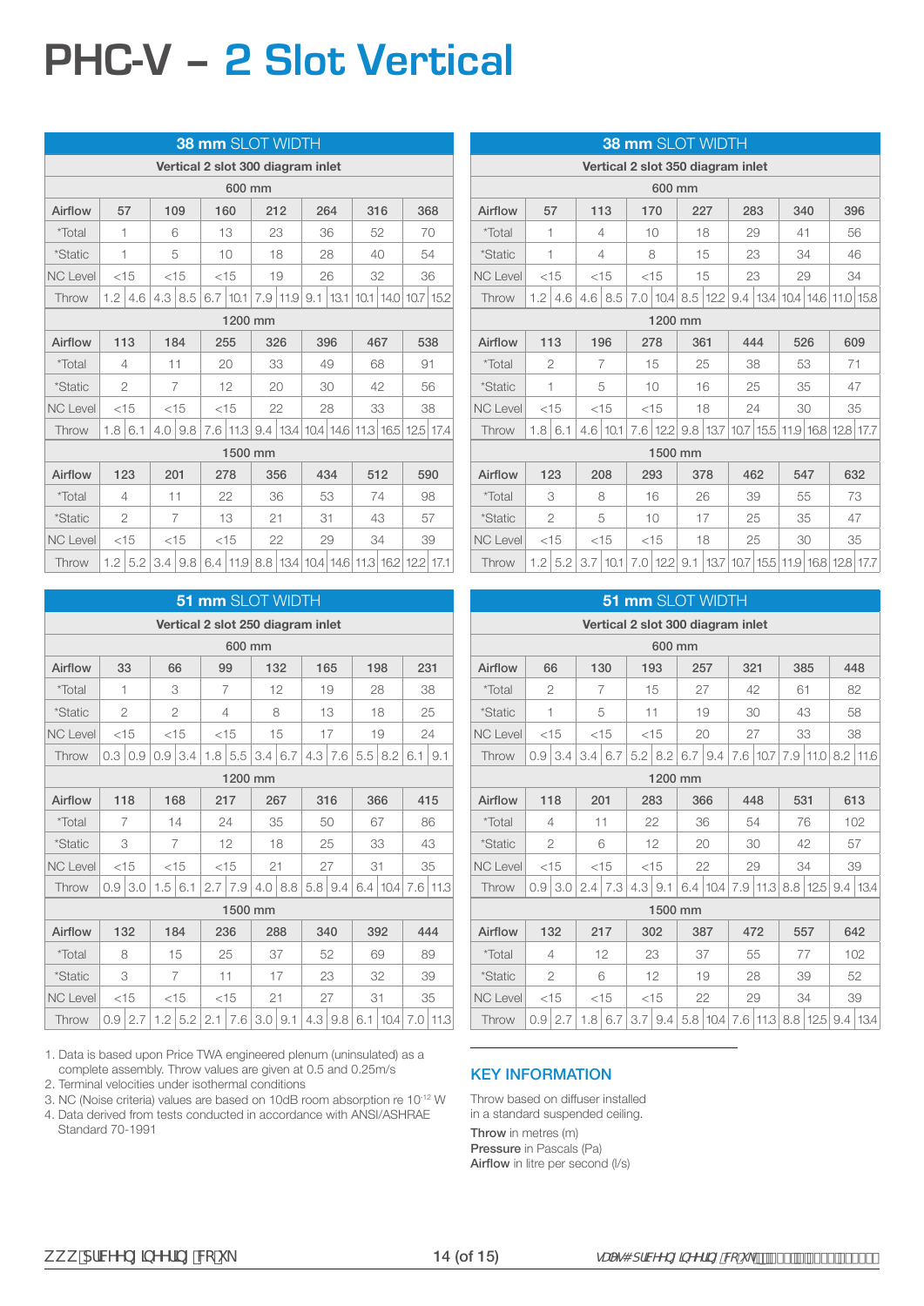# PHC-V – 2 Slot Vertical

**38 mm SLOT WIDTH** – Vertical 2 slot 300 diagram inlet

| 600 mm | | | | | | | | | | | | | | |
|---|---|---|---|---|---|---|---|---|---|---|---|---|---|---|
| Airflow | 57 | | 109 | | 160 | | 212 | | 264 | | 316 | | 368 | |
| *Total | 1 | | 6 | | 13 | | 23 | | 36 | | 52 | | 70 | |
| *Static | 1 | | 5 | | 10 | | 18 | | 28 | | 40 | | 54 | |
| NC Level | <15 | | <15 | | <15 | | 19 | | 26 | | 32 | | 36 | |
| Throw | 1.2 | 4.6 | 4.3 | 8.5 | 6.7 | 10.1 | 7.9 | 11.9 | 9.1 | 13.1 | 10.1 | 14.0 | 10.7 | 15.2 |
| **1200 mm** | | | | | | | | | | | | | | |
| Airflow | 113 | | 184 | | 255 | | 326 | | 396 | | 467 | | 538 | |
| *Total | 4 | | 11 | | 20 | | 33 | | 49 | | 68 | | 91 | |
| *Static | 2 | | 7 | | 12 | | 20 | | 30 | | 42 | | 56 | |
| NC Level | <15 | | <15 | | <15 | | 22 | | 28 | | 33 | | 38 | |
| Throw | 1.8 | 6.1 | 4.0 | 9.8 | 7.6 | 11.3 | 9.4 | 13.4 | 10.4 | 14.6 | 11.3 | 16.5 | 12.5 | 17.4 |
| **1500 mm** | | | | | | | | | | | | | | |
| Airflow | 123 | | 201 | | 278 | | 356 | | 434 | | 512 | | 590 | |
| *Total | 4 | | 11 | | 22 | | 36 | | 53 | | 74 | | 98 | |
| *Static | 2 | | 7 | | 13 | | 21 | | 31 | | 43 | | 57 | |
| NC Level | <15 | | <15 | | <15 | | 22 | | 29 | | 34 | | 39 | |
| Throw | 1.2 | 5.2 | 3.4 | 9.8 | 6.4 | 11.9 | 8.8 | 13.4 | 10.4 | 14.6 | 11.3 | 16.2 | 12.2 | 17.1 |

**38 mm SLOT WIDTH** – Vertical 2 slot 350 diagram inlet

| 600 mm | | | | | | | | | | | | | | |
|---|---|---|---|---|---|---|---|---|---|---|---|---|---|---|
| Airflow | 57 | | 113 | | 170 | | 227 | | 283 | | 340 | | 396 | |
| *Total | 1 | | 4 | | 10 | | 18 | | 29 | | 41 | | 56 | |
| *Static | 1 | | 4 | | 8 | | 15 | | 23 | | 34 | | 46 | |
| NC Level | <15 | | <15 | | <15 | | 15 | | 23 | | 29 | | 34 | |
| Throw | 1.2 | 4.6 | 4.6 | 8.5 | 7.0 | 10.4 | 8.5 | 12.2 | 9.4 | 13.4 | 10.4 | 14.6 | 11.0 | 15.8 |
| **1200 mm** | | | | | | | | | | | | | | |
| Airflow | 113 | | 196 | | 278 | | 361 | | 444 | | 526 | | 609 | |
| *Total | 2 | | 7 | | 15 | | 25 | | 38 | | 53 | | 71 | |
| *Static | 1 | | 5 | | 10 | | 16 | | 25 | | 35 | | 47 | |
| NC Level | <15 | | <15 | | <15 | | 18 | | 24 | | 30 | | 35 | |
| Throw | 1.8 | 6.1 | 4.6 | 10.1 | 7.6 | 12.2 | 9.8 | 13.7 | 10.7 | 15.5 | 11.9 | 16.8 | 12.8 | 17.7 |
| **1500 mm** | | | | | | | | | | | | | | |
| Airflow | 123 | | 208 | | 293 | | 378 | | 462 | | 547 | | 632 | |
| *Total | 3 | | 8 | | 16 | | 26 | | 39 | | 55 | | 73 | |
| *Static | 2 | | 5 | | 10 | | 17 | | 25 | | 35 | | 47 | |
| NC Level | <15 | | <15 | | <15 | | 18 | | 25 | | 30 | | 35 | |
| Throw | 1.2 | 5.2 | 3.7 | 10.1 | 7.0 | 12.2 | 9.1 | 13.7 | 10.7 | 15.5 | 11.9 | 16.8 | 12.8 | 17.7 |

**51 mm SLOT WIDTH** – Vertical 2 slot 250 diagram inlet

| 600 mm | | | | | | | | | | | | | | |
|---|---|---|---|---|---|---|---|---|---|---|---|---|---|---|
| Airflow | 33 | | 66 | | 99 | | 132 | | 165 | | 198 | | 231 | |
| *Total | 1 | | 3 | | 7 | | 12 | | 19 | | 28 | | 38 | |
| *Static | 2 | | 2 | | 4 | | 8 | | 13 | | 18 | | 25 | |
| NC Level | <15 | | <15 | | <15 | | 15 | | 17 | | 19 | | 24 | |
| Throw | 0.3 | 0.9 | 0.9 | 3.4 | 1.8 | 5.5 | 3.4 | 6.7 | 4.3 | 7.6 | 5.5 | 8.2 | 6.1 | 9.1 |
| **1200 mm** | | | | | | | | | | | | | | |
| Airflow | 118 | | 168 | | 217 | | 267 | | 316 | | 366 | | 415 | |
| *Total | 7 | | 14 | | 24 | | 35 | | 50 | | 67 | | 86 | |
| *Static | 3 | | 7 | | 12 | | 18 | | 25 | | 33 | | 43 | |
| NC Level | <15 | | <15 | | <15 | | 21 | | 27 | | 31 | | 35 | |
| Throw | 0.9 | 3.0 | 1.5 | 6.1 | 2.7 | 7.9 | 4.0 | 8.8 | 5.8 | 9.4 | 6.4 | 10.4 | 7.6 | 11.3 |
| **1500 mm** | | | | | | | | | | | | | | |
| Airflow | 132 | | 184 | | 236 | | 288 | | 340 | | 392 | | 444 | |
| *Total | 8 | | 15 | | 25 | | 37 | | 52 | | 69 | | 89 | |
| *Static | 3 | | 7 | | 11 | | 17 | | 23 | | 32 | | 39 | |
| NC Level | <15 | | <15 | | <15 | | 21 | | 27 | | 31 | | 35 | |
| Throw | 0.9 | 2.7 | 1.2 | 5.2 | 2.1 | 7.6 | 3.0 | 9.1 | 4.3 | 9.8 | 6.1 | 10.4 | 7.0 | 11.3 |

**51 mm SLOT WIDTH** – Vertical 2 slot 300 diagram inlet

| 600 mm | | | | | | | | | | | | | | |
|---|---|---|---|---|---|---|---|---|---|---|---|---|---|---|
| Airflow | 66 | | 130 | | 193 | | 257 | | 321 | | 385 | | 448 | |
| *Total | 2 | | 7 | | 15 | | 27 | | 42 | | 61 | | 82 | |
| *Static | 1 | | 5 | | 11 | | 19 | | 30 | | 43 | | 58 | |
| NC Level | <15 | | <15 | | <15 | | 20 | | 27 | | 33 | | 38 | |
| Throw | 0.9 | 3.4 | 3.4 | 6.7 | 5.2 | 8.2 | 6.7 | 9.4 | 7.6 | 10.7 | 7.9 | 11.0 | 8.2 | 11.6 |
| **1200 mm** | | | | | | | | | | | | | | |
| Airflow | 118 | | 201 | | 283 | | 366 | | 448 | | 531 | | 613 | |
| *Total | 4 | | 11 | | 22 | | 36 | | 54 | | 76 | | 102 | |
| *Static | 2 | | 6 | | 12 | | 20 | | 30 | | 42 | | 57 | |
| NC Level | <15 | | <15 | | <15 | | 22 | | 29 | | 34 | | 39 | |
| Throw | 0.9 | 3.0 | 2.4 | 7.3 | 4.3 | 9.1 | 6.4 | 10.4 | 7.9 | 11.3 | 8.8 | 12.5 | 9.4 | 13.4 |
| **1500 mm** | | | | | | | | | | | | | | |
| Airflow | 132 | | 217 | | 302 | | 387 | | 472 | | 557 | | 642 | |
| *Total | 4 | | 12 | | 23 | | 37 | | 55 | | 77 | | 102 | |
| *Static | 2 | | 6 | | 12 | | 19 | | 28 | | 39 | | 52 | |
| NC Level | <15 | | <15 | | <15 | | 22 | | 29 | | 34 | | 39 | |
| Throw | 0.9 | 2.7 | 1.8 | 6.7 | 3.7 | 9.4 | 5.8 | 10.4 | 7.6 | 11.3 | 8.8 | 12.5 | 9.4 | 13.4 |

1. Data is based upon Price TWA engineered plenum (uninsulated) as a complete assembly. Throw values are given at 0.5 and 0.25m/s
2. Terminal velocities under isothermal conditions
3. NC (Noise criteria) values are based on 10dB room absorption re $10^{-12}$ W
4. Data derived from tests conducted in accordance with ANSI/ASHRAE Standard 70-1991

## KEY INFORMATION

Throw based on diffuser installed in a standard suspended ceiling.

**Throw** in metres (m)
**Pressure** in Pascals (Pa)
**Airflow** in litre per second (l/s)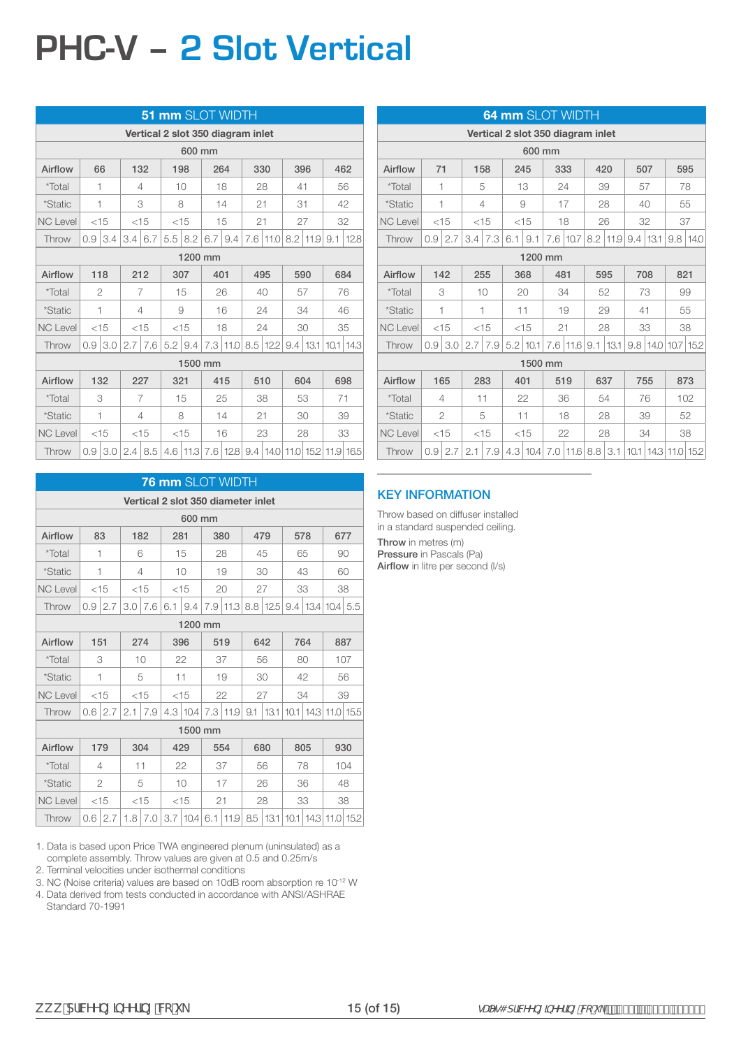# PHC-V – 2 Slot Vertical

| 51 mm SLOT WIDTH | | | | | | | | | | | | | | |
|---|---|---|---|---|---|---|---|---|---|---|---|---|---|---|
| Vertical 2 slot 350 diagram inlet | | | | | | | | | | | | | | |
| 600 mm | | | | | | | | | | | | | | |
| Airflow | 66 | | 132 | | 198 | | 264 | | 330 | | 396 | | 462 | |
| *Total | 1 | | 4 | | 10 | | 18 | | 28 | | 41 | | 56 | |
| *Static | 1 | | 3 | | 8 | | 14 | | 21 | | 31 | | 42 | |
| NC Level | <15 | | <15 | | <15 | | 15 | | 21 | | 27 | | 32 | |
| Throw | 0.9 | 3.4 | 3.4 | 6.7 | 5.5 | 8.2 | 6.7 | 9.4 | 7.6 | 11.0 | 8.2 | 11.9 | 9.1 | 12.8 |
| 1200 mm | | | | | | | | | | | | | | |
| Airflow | 118 | | 212 | | 307 | | 401 | | 495 | | 590 | | 684 | |
| *Total | 2 | | 7 | | 15 | | 26 | | 40 | | 57 | | 76 | |
| *Static | 1 | | 4 | | 9 | | 16 | | 24 | | 34 | | 46 | |
| NC Level | <15 | | <15 | | <15 | | 18 | | 24 | | 30 | | 35 | |
| Throw | 0.9 | 3.0 | 2.7 | 7.6 | 5.2 | 9.4 | 7.3 | 11.0 | 8.5 | 12.2 | 9.4 | 13.1 | 10.1 | 14.3 |
| 1500 mm | | | | | | | | | | | | | | |
| Airflow | 132 | | 227 | | 321 | | 415 | | 510 | | 604 | | 698 | |
| *Total | 3 | | 7 | | 15 | | 25 | | 38 | | 53 | | 71 | |
| *Static | 1 | | 4 | | 8 | | 14 | | 21 | | 30 | | 39 | |
| NC Level | <15 | | <15 | | <15 | | 16 | | 23 | | 28 | | 33 | |
| Throw | 0.9 | 3.0 | 2.4 | 8.5 | 4.6 | 11.3 | 7.6 | 12.8 | 9.4 | 14.0 | 11.0 | 15.2 | 11.9 | 16.5 |

| 64 mm SLOT WIDTH | | | | | | | | | | | | | | |
|---|---|---|---|---|---|---|---|---|---|---|---|---|---|---|
| Vertical 2 slot 350 diagram inlet | | | | | | | | | | | | | | |
| 600 mm | | | | | | | | | | | | | | |
| Airflow | 71 | | 158 | | 245 | | 333 | | 420 | | 507 | | 595 | |
| *Total | 1 | | 5 | | 13 | | 24 | | 39 | | 57 | | 78 | |
| *Static | 1 | | 4 | | 9 | | 17 | | 28 | | 40 | | 55 | |
| NC Level | <15 | | <15 | | <15 | | 18 | | 26 | | 32 | | 37 | |
| Throw | 0.9 | 2.7 | 3.4 | 7.3 | 6.1 | 9.1 | 7.6 | 10.7 | 8.2 | 11.9 | 9.4 | 13.1 | 9.8 | 14.0 |
| 1200 mm | | | | | | | | | | | | | | |
| Airflow | 142 | | 255 | | 368 | | 481 | | 595 | | 708 | | 821 | |
| *Total | 3 | | 10 | | 20 | | 34 | | 52 | | 73 | | 99 | |
| *Static | 1 | | 1 | | 11 | | 19 | | 29 | | 41 | | 55 | |
| NC Level | <15 | | <15 | | <15 | | 21 | | 28 | | 33 | | 38 | |
| Throw | 0.9 | 3.0 | 2.7 | 7.9 | 5.2 | 10.1 | 7.6 | 11.6 | 9.1 | 13.1 | 9.8 | 14.0 | 10.7 | 15.2 |
| 1500 mm | | | | | | | | | | | | | | |
| Airflow | 165 | | 283 | | 401 | | 519 | | 637 | | 755 | | 873 | |
| *Total | 4 | | 11 | | 22 | | 36 | | 54 | | 76 | | 102 | |
| *Static | 2 | | 5 | | 11 | | 18 | | 28 | | 39 | | 52 | |
| NC Level | <15 | | <15 | | <15 | | 22 | | 28 | | 34 | | 38 | |
| Throw | 0.9 | 2.7 | 2.1 | 7.9 | 4.3 | 10.4 | 7.0 | 11.6 | 8.8 | 3.1 | 10.1 | 14.3 | 11.0 | 15.2 |

| 76 mm SLOT WIDTH | | | | | | | | | | | | | | |
|---|---|---|---|---|---|---|---|---|---|---|---|---|---|---|
| Vertical 2 slot 350 diameter inlet | | | | | | | | | | | | | | |
| 600 mm | | | | | | | | | | | | | | |
| Airflow | 83 | | 182 | | 281 | | 380 | | 479 | | 578 | | 677 | |
| *Total | 1 | | 6 | | 15 | | 28 | | 45 | | 65 | | 90 | |
| *Static | 1 | | 4 | | 10 | | 19 | | 30 | | 43 | | 60 | |
| NC Level | <15 | | <15 | | <15 | | 20 | | 27 | | 33 | | 38 | |
| Throw | 0.9 | 2.7 | 3.0 | 7.6 | 6.1 | 9.4 | 7.9 | 11.3 | 8.8 | 12.5 | 9.4 | 13.4 | 10.4 | 5.5 |
| 1200 mm | | | | | | | | | | | | | | |
| Airflow | 151 | | 274 | | 396 | | 519 | | 642 | | 764 | | 887 | |
| *Total | 3 | | 10 | | 22 | | 37 | | 56 | | 80 | | 107 | |
| *Static | 1 | | 5 | | 11 | | 19 | | 30 | | 42 | | 56 | |
| NC Level | <15 | | <15 | | <15 | | 22 | | 27 | | 34 | | 39 | |
| Throw | 0.6 | 2.7 | 2.1 | 7.9 | 4.3 | 10.4 | 7.3 | 11.9 | 9.1 | 13.1 | 10.1 | 14.3 | 11.0 | 15.5 |
| 1500 mm | | | | | | | | | | | | | | |
| Airflow | 179 | | 304 | | 429 | | 554 | | 680 | | 805 | | 930 | |
| *Total | 4 | | 11 | | 22 | | 37 | | 56 | | 78 | | 104 | |
| *Static | 2 | | 5 | | 10 | | 17 | | 26 | | 36 | | 48 | |
| NC Level | <15 | | <15 | | <15 | | 21 | | 28 | | 33 | | 38 | |
| Throw | 0.6 | 2.7 | 1.8 | 7.0 | 3.7 | 10.4 | 6.1 | 11.9 | 8.5 | 13.1 | 10.1 | 14.3 | 11.0 | 15.2 |

1. Data is based upon Price TWA engineered plenum (uninsulated) as a complete assembly. Throw values are given at 0.5 and 0.25m/s
2. Terminal velocities under isothermal conditions
3. NC (Noise criteria) values are based on 10dB room absorption re $10^{-12}$ W
4. Data derived from tests conducted in accordance with ANSI/ASHRAE Standard 70-1991

## KEY INFORMATION

Throw based on diffuser installed in a standard suspended ceiling.

**Throw** in metres (m)
**Pressure** in Pascals (Pa)
**Airflow** in litre per second (l/s)